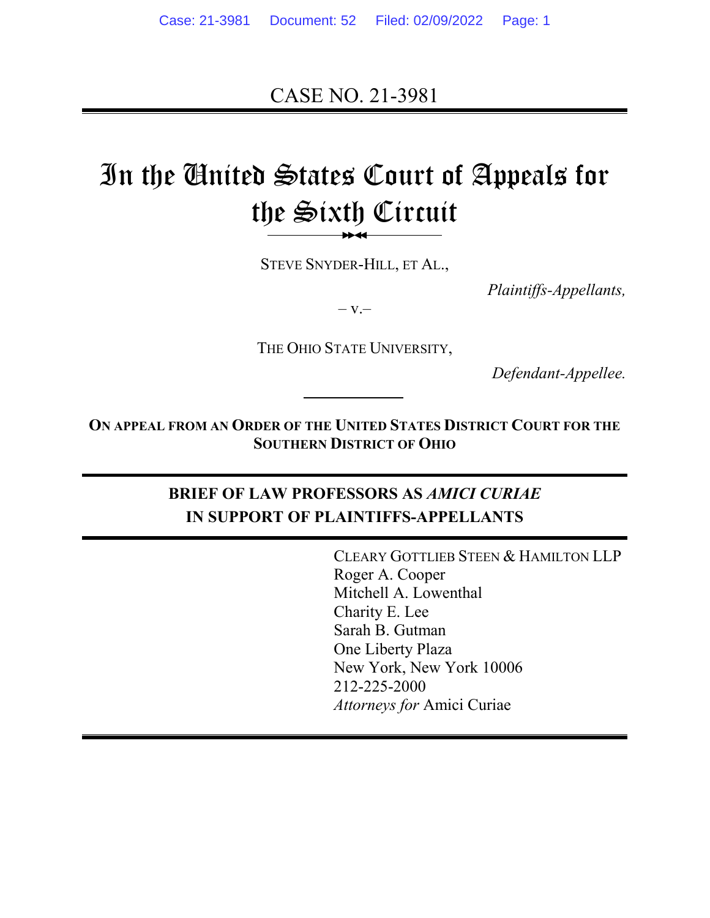CASE NO. 21-3981

# In the United States Court of Appeals for the Sixth Circuit

STEVE SNYDER-HILL, ET AL.,

*Plaintiffs-Appellants,*

– v.–

THE OHIO STATE UNIVERSITY,

*Defendant-Appellee.*

**ON APPEAL FROM AN ORDER OF THE UNITED STATES DISTRICT COURT FOR THE SOUTHERN DISTRICT OF OHIO**

**BRIEF OF LAW PROFESSORS AS *AMICI CURIAE* IN SUPPORT OF PLAINTIFFS-APPELLANTS**

CLEARY GOTTLIEB STEEN & HAMILTON LLP
Roger A. Cooper
Mitchell A. Lowenthal
Charity E. Lee
Sarah B. Gutman
One Liberty Plaza
New York, New York 10006
212-225-2000
*Attorneys for* Amici Curiae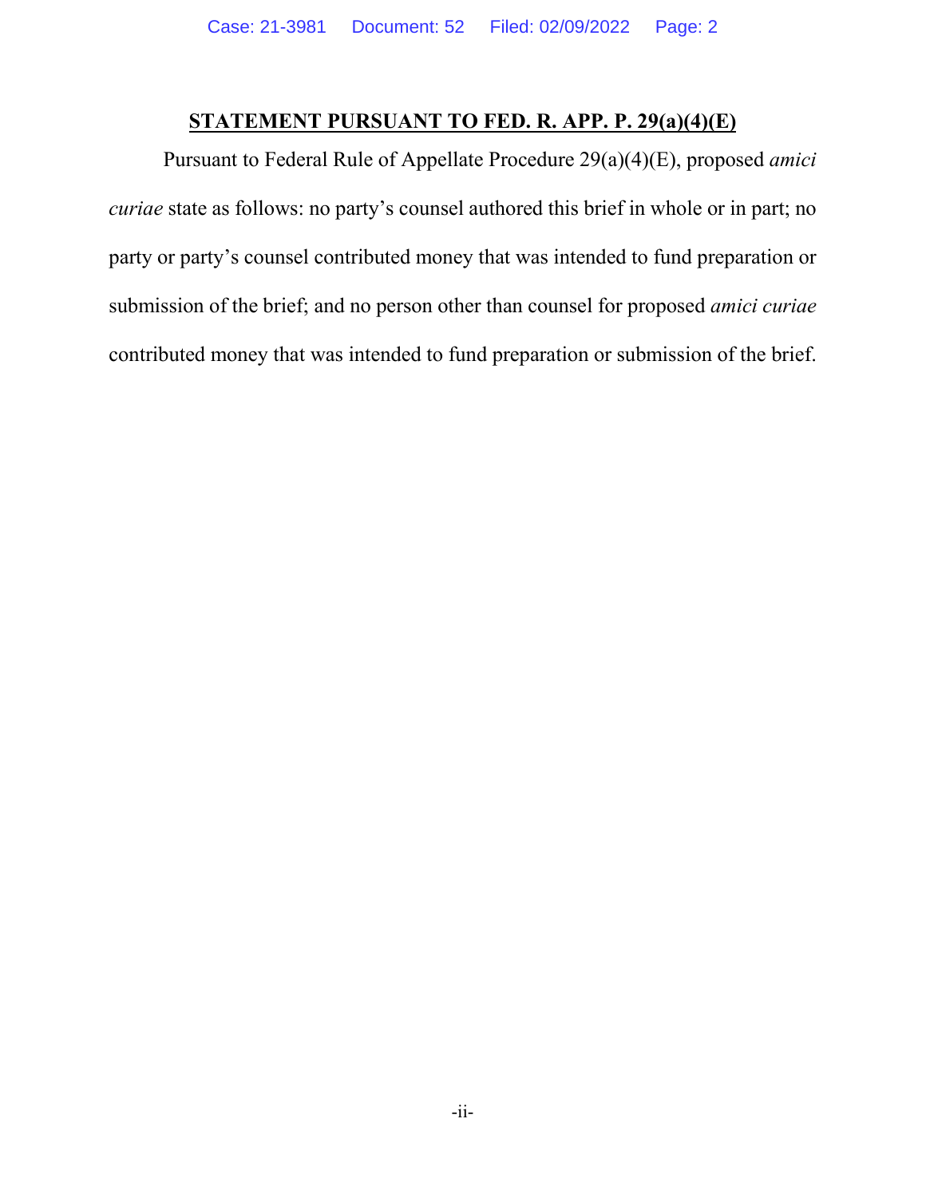## STATEMENT PURSUANT TO FED. R. APP. P. 29(a)(4)(E)

Pursuant to Federal Rule of Appellate Procedure 29(a)(4)(E), proposed *amici curiae* state as follows: no party's counsel authored this brief in whole or in part; no party or party's counsel contributed money that was intended to fund preparation or submission of the brief; and no person other than counsel for proposed *amici curiae* contributed money that was intended to fund preparation or submission of the brief.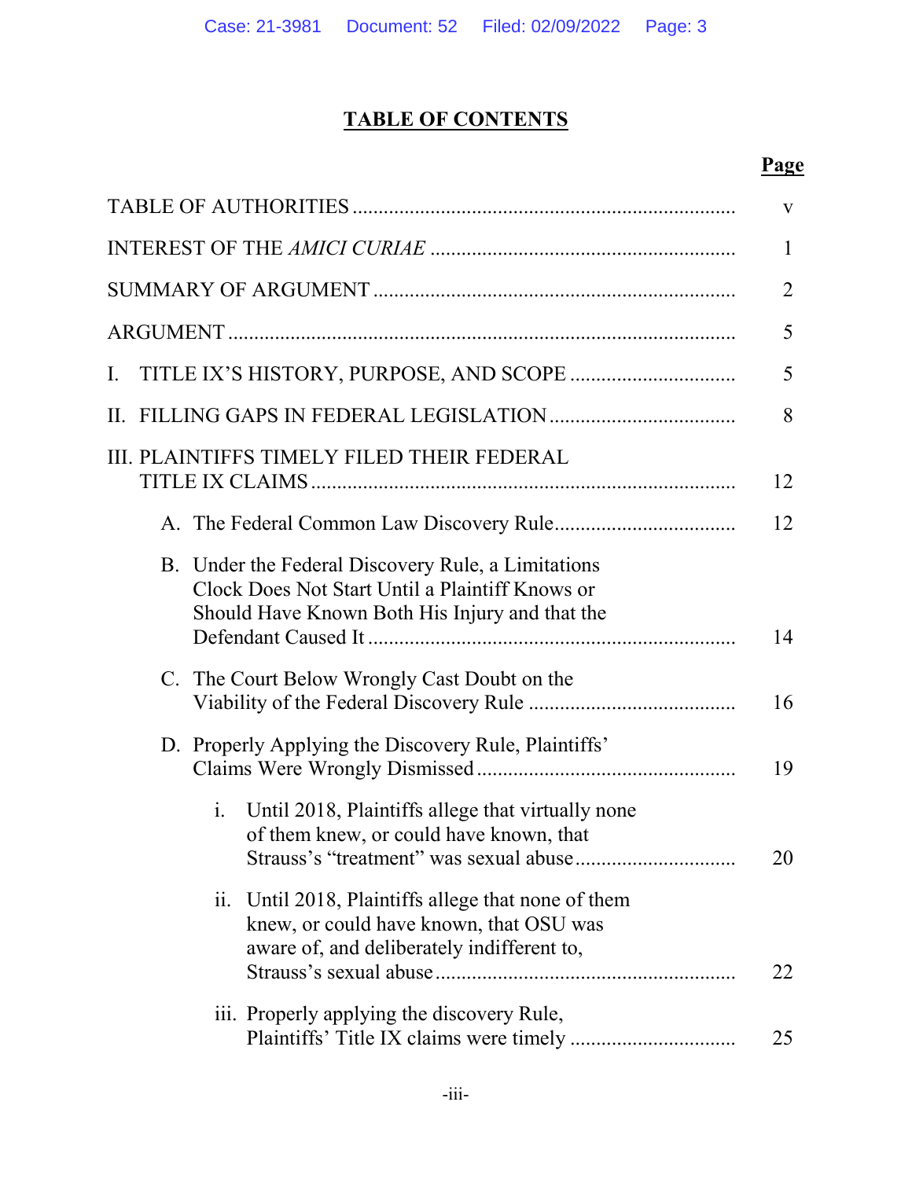# TABLE OF CONTENTS

| | Page |
|---|---|
| TABLE OF AUTHORITIES | v |
| INTEREST OF THE *AMICI CURIAE* | 1 |
| SUMMARY OF ARGUMENT | 2 |
| ARGUMENT | 5 |
| I. TITLE IX'S HISTORY, PURPOSE, AND SCOPE | 5 |
| II. FILLING GAPS IN FEDERAL LEGISLATION | 8 |
| III. PLAINTIFFS TIMELY FILED THEIR FEDERAL TITLE IX CLAIMS | 12 |
| A. The Federal Common Law Discovery Rule | 12 |
| B. Under the Federal Discovery Rule, a Limitations Clock Does Not Start Until a Plaintiff Knows or Should Have Known Both His Injury and that the Defendant Caused It | 14 |
| C. The Court Below Wrongly Cast Doubt on the Viability of the Federal Discovery Rule | 16 |
| D. Properly Applying the Discovery Rule, Plaintiffs' Claims Were Wrongly Dismissed | 19 |
| i. Until 2018, Plaintiffs allege that virtually none of them knew, or could have known, that Strauss's "treatment" was sexual abuse | 20 |
| ii. Until 2018, Plaintiffs allege that none of them knew, or could have known, that OSU was aware of, and deliberately indifferent to, Strauss's sexual abuse | 22 |
| iii. Properly applying the discovery Rule, Plaintiffs' Title IX claims were timely | 25 |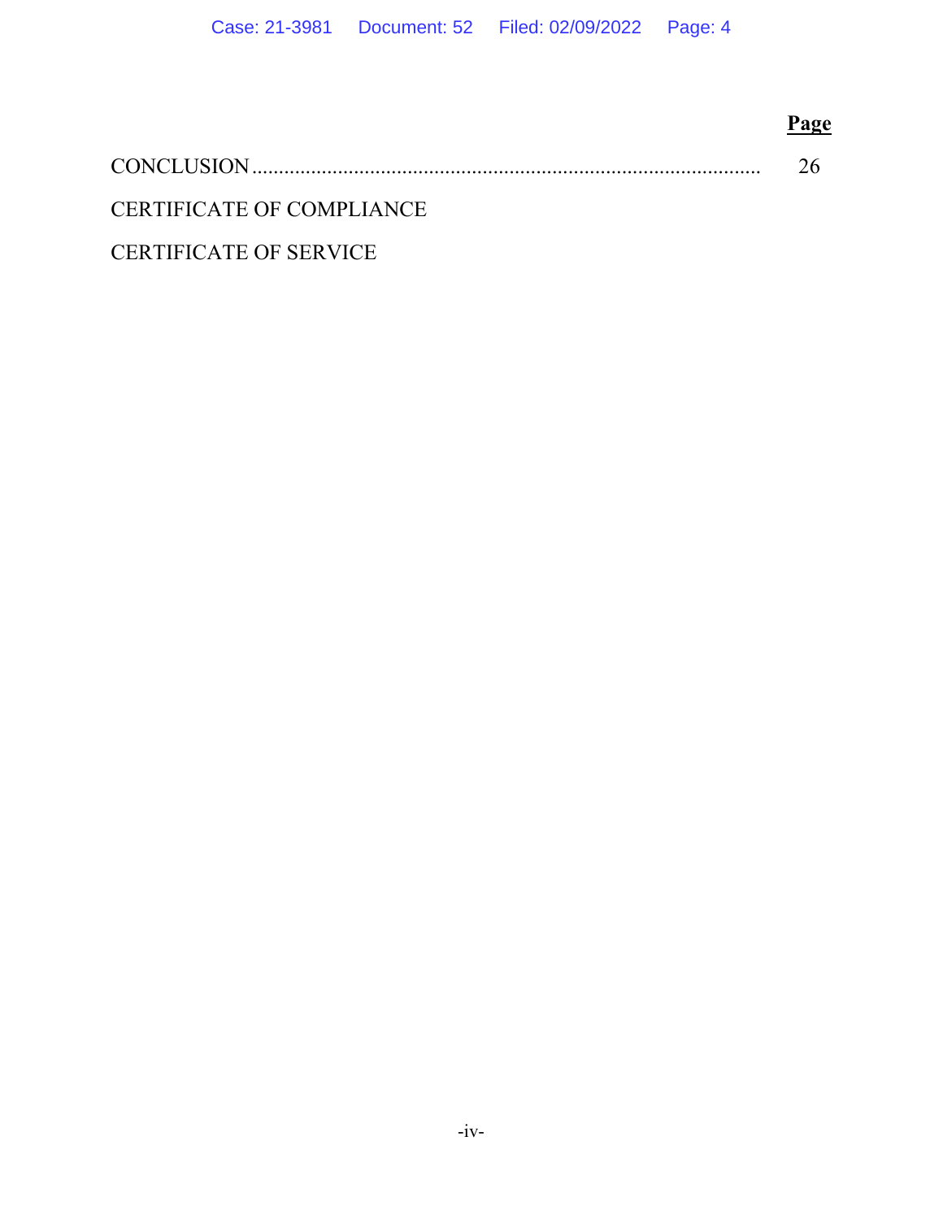| | Page |
|---|---|
| CONCLUSION | 26 |
| CERTIFICATE OF COMPLIANCE | |
| CERTIFICATE OF SERVICE | |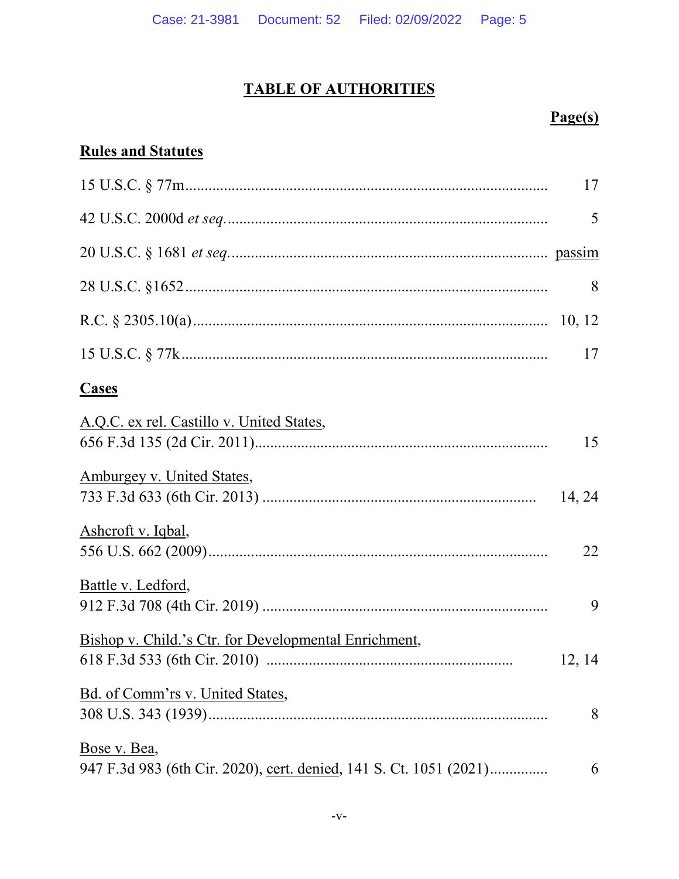# TABLE OF AUTHORITIES

**Page(s)**

## Rules and Statutes

15 U.S.C. § 77m ........................................................................................ 17

42 U.S.C. 2000d *et seq.* ........................................................................................ 5

20 U.S.C. § 1681 *et seq.* ........................................................................................ passim

28 U.S.C. §1652 ........................................................................................ 8

R.C. § 2305.10(a) ........................................................................................ 10, 12

15 U.S.C. § 77k ........................................................................................ 17

## Cases

A.Q.C. ex rel. Castillo v. United States,
656 F.3d 135 (2d Cir. 2011) ........................................................................................ 15

Amburgey v. United States,
733 F.3d 633 (6th Cir. 2013) ........................................................................................ 14, 24

Ashcroft v. Iqbal,
556 U.S. 662 (2009) ........................................................................................ 22

Battle v. Ledford,
912 F.3d 708 (4th Cir. 2019) ........................................................................................ 9

Bishop v. Child.'s Ctr. for Developmental Enrichment,
618 F.3d 533 (6th Cir. 2010) ........................................................................................ 12, 14

Bd. of Comm'rs v. United States,
308 U.S. 343 (1939) ........................................................................................ 8

Bose v. Bea,
947 F.3d 983 (6th Cir. 2020), cert. denied, 141 S. Ct. 1051 (2021) ........................................................................................ 6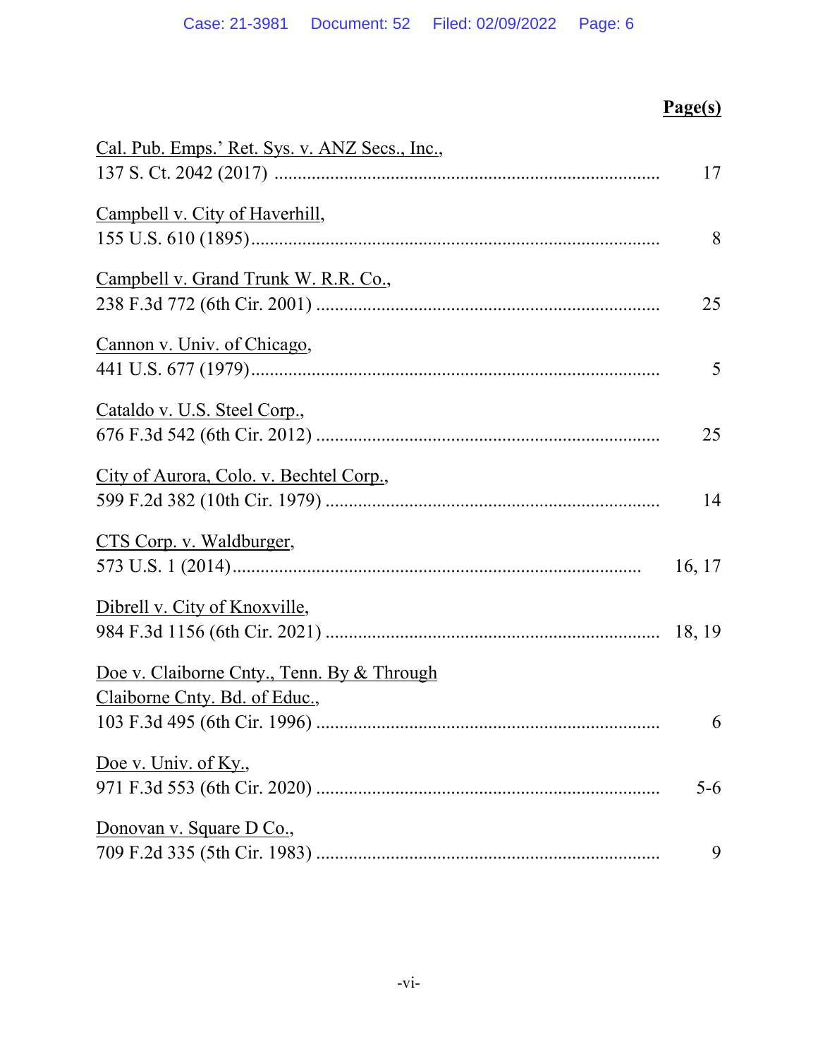| | Page(s) |
|---|---|
| Cal. Pub. Emps.' Ret. Sys. v. ANZ Secs., Inc., 137 S. Ct. 2042 (2017) | 17 |
| Campbell v. City of Haverhill, 155 U.S. 610 (1895) | 8 |
| Campbell v. Grand Trunk W. R.R. Co., 238 F.3d 772 (6th Cir. 2001) | 25 |
| Cannon v. Univ. of Chicago, 441 U.S. 677 (1979) | 5 |
| Cataldo v. U.S. Steel Corp., 676 F.3d 542 (6th Cir. 2012) | 25 |
| City of Aurora, Colo. v. Bechtel Corp., 599 F.2d 382 (10th Cir. 1979) | 14 |
| CTS Corp. v. Waldburger, 573 U.S. 1 (2014) | 16, 17 |
| Dibrell v. City of Knoxville, 984 F.3d 1156 (6th Cir. 2021) | 18, 19 |
| Doe v. Claiborne Cnty., Tenn. By & Through Claiborne Cnty. Bd. of Educ., 103 F.3d 495 (6th Cir. 1996) | 6 |
| Doe v. Univ. of Ky., 971 F.3d 553 (6th Cir. 2020) | 5-6 |
| Donovan v. Square D Co., 709 F.2d 335 (5th Cir. 1983) | 9 |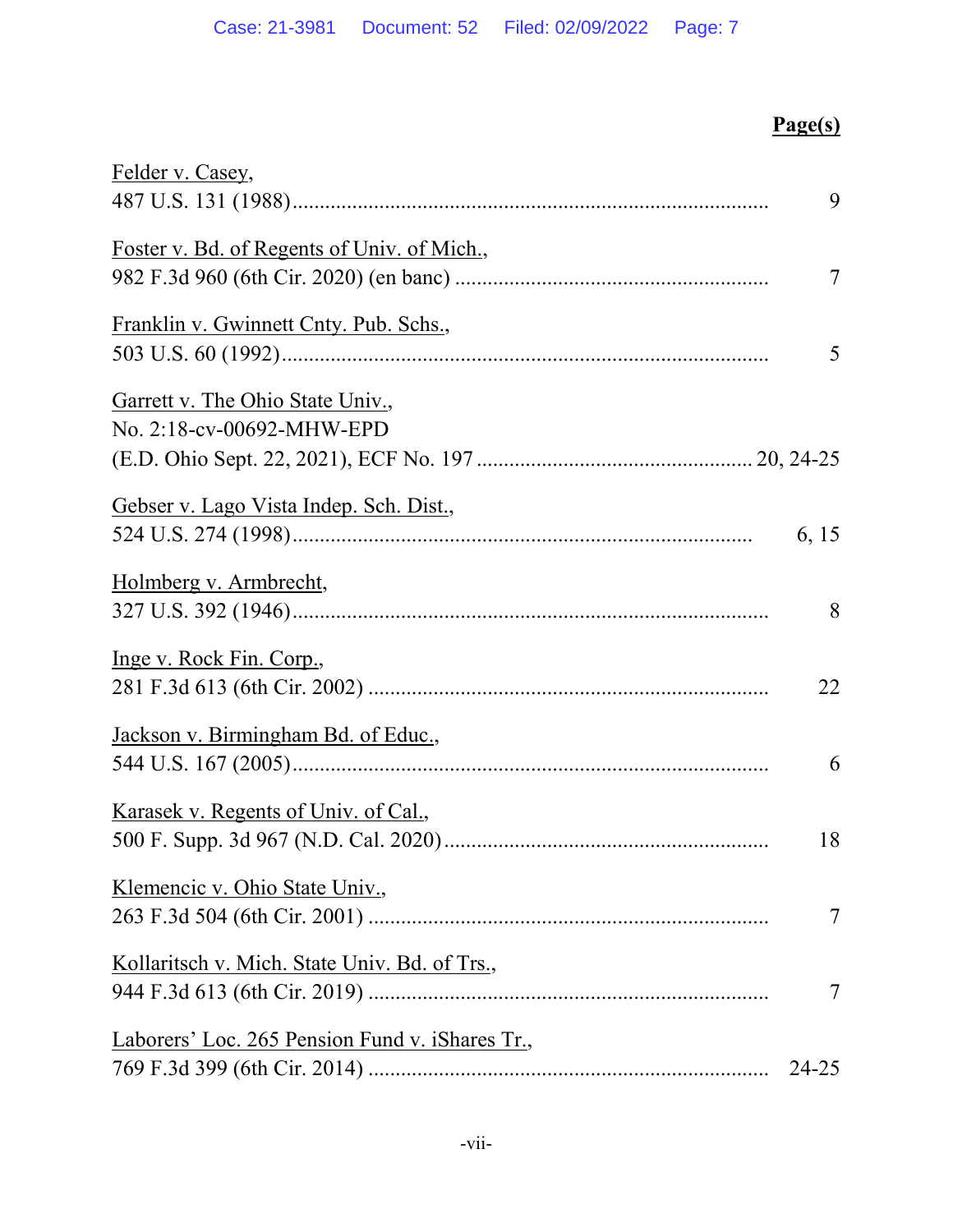**Page(s)**

Felder v. Casey,
487 U.S. 131 (1988)........................................................................................ 9

Foster v. Bd. of Regents of Univ. of Mich.,
982 F.3d 960 (6th Cir. 2020) (en banc) ......................................................... 7

Franklin v. Gwinnett Cnty. Pub. Schs.,
503 U.S. 60 (1992)......................................................................................... 5

Garrett v. The Ohio State Univ.,
No. 2:18-cv-00692-MHW-EPD
(E.D. Ohio Sept. 22, 2021), ECF No. 197 ................................................. 20, 24-25

Gebser v. Lago Vista Indep. Sch. Dist.,
524 U.S. 274 (1998)..................................................................................... 6, 15

Holmberg v. Armbrecht,
327 U.S. 392 (1946)....................................................................................... 8

Inge v. Rock Fin. Corp.,
281 F.3d 613 (6th Cir. 2002) ........................................................................ 22

Jackson v. Birmingham Bd. of Educ.,
544 U.S. 167 (2005)....................................................................................... 6

Karasek v. Regents of Univ. of Cal.,
500 F. Supp. 3d 967 (N.D. Cal. 2020)........................................................... 18

Klemencic v. Ohio State Univ.,
263 F.3d 504 (6th Cir. 2001) ......................................................................... 7

Kollaritsch v. Mich. State Univ. Bd. of Trs.,
944 F.3d 613 (6th Cir. 2019) ......................................................................... 7

Laborers' Loc. 265 Pension Fund v. iShares Tr.,
769 F.3d 399 (6th Cir. 2014) ....................................................................... 24-25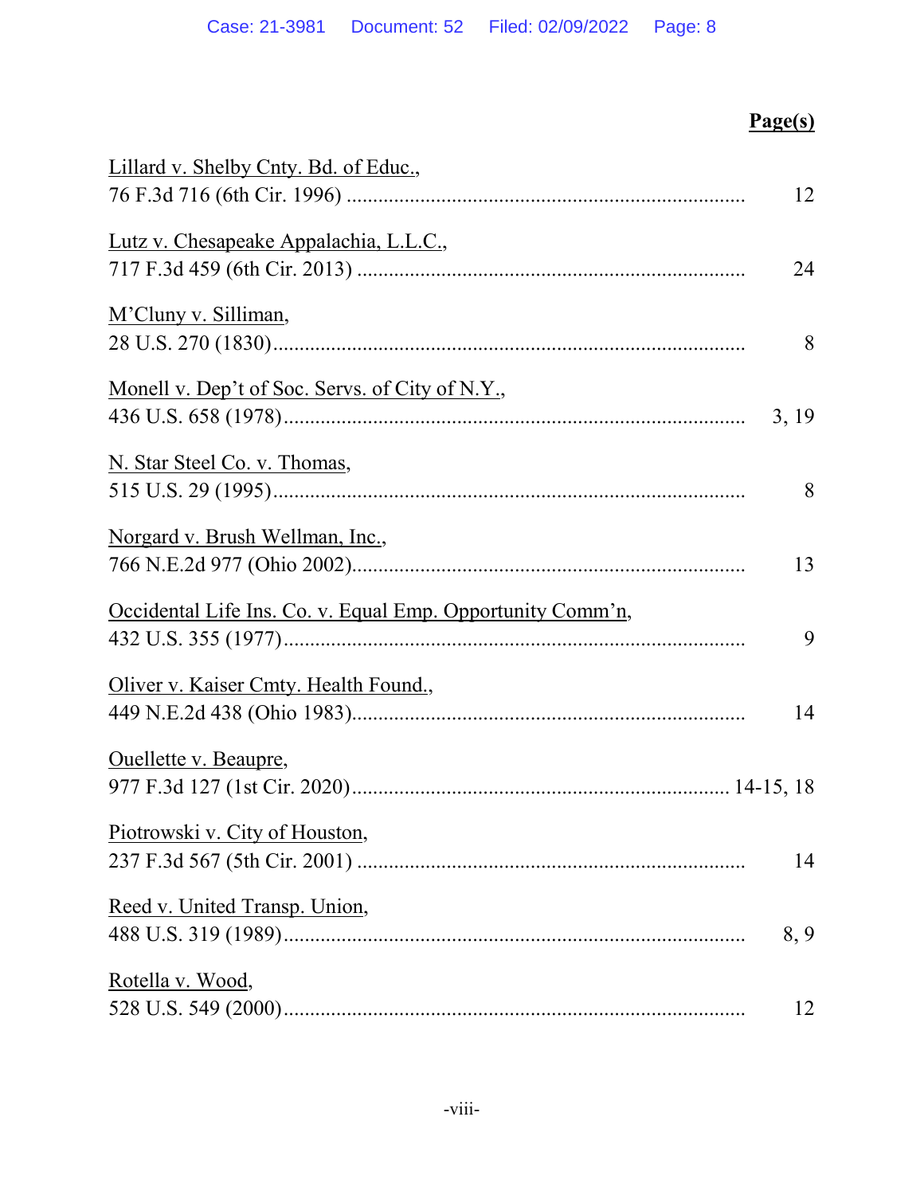**Page(s)**

Lillard v. Shelby Cnty. Bd. of Educ.,
76 F.3d 716 (6th Cir. 1996) .......................................................................... 12

Lutz v. Chesapeake Appalachia, L.L.C.,
717 F.3d 459 (6th Cir. 2013) ........................................................................ 24

M'Cluny v. Silliman,
28 U.S. 270 (1830)......................................................................................... 8

Monell v. Dep't of Soc. Servs. of City of N.Y.,
436 U.S. 658 (1978)...................................................................................... 3, 19

N. Star Steel Co. v. Thomas,
515 U.S. 29 (1995)......................................................................................... 8

Norgard v. Brush Wellman, Inc.,
766 N.E.2d 977 (Ohio 2002).......................................................................... 13

Occidental Life Ins. Co. v. Equal Emp. Opportunity Comm'n,
432 U.S. 355 (1977)....................................................................................... 9

Oliver v. Kaiser Cmty. Health Found.,
449 N.E.2d 438 (Ohio 1983).......................................................................... 14

Ouellette v. Beaupre,
977 F.3d 127 (1st Cir. 2020)....................................................................... 14-15, 18

Piotrowski v. City of Houston,
237 F.3d 567 (5th Cir. 2001) ........................................................................ 14

Reed v. United Transp. Union,
488 U.S. 319 (1989)....................................................................................... 8, 9

Rotella v. Wood,
528 U.S. 549 (2000)....................................................................................... 12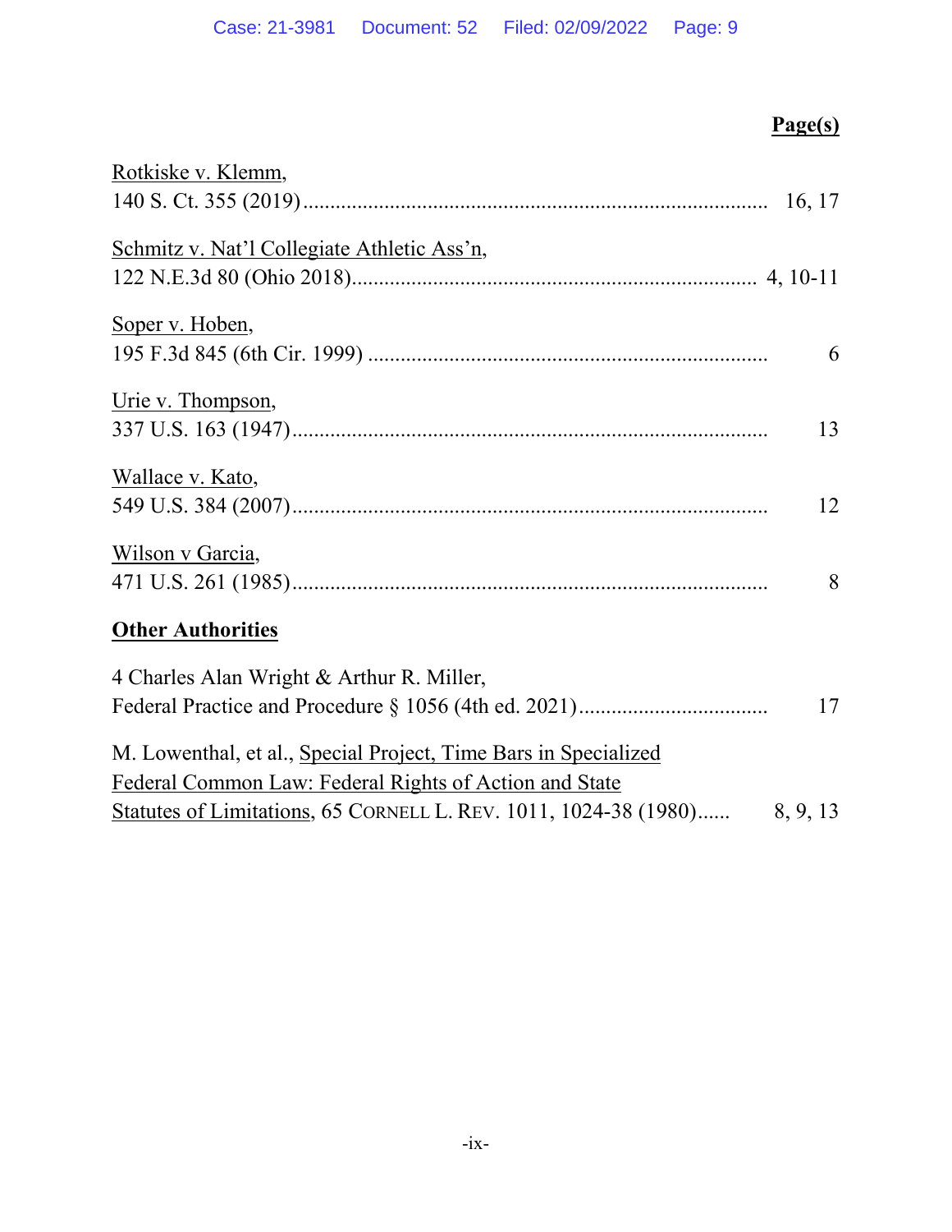**Page(s)**

Rotkiske v. Klemm,
140 S. Ct. 355 (2019) ..................................................................................... 16, 17

Schmitz v. Nat'l Collegiate Athletic Ass'n,
122 N.E.3d 80 (Ohio 2018) ......................................................................... 4, 10-11

Soper v. Hoben,
195 F.3d 845 (6th Cir. 1999) ......................................................................... 6

Urie v. Thompson,
337 U.S. 163 (1947) ...................................................................................... 13

Wallace v. Kato,
549 U.S. 384 (2007) ...................................................................................... 12

Wilson v Garcia,
471 U.S. 261 (1985) ...................................................................................... 8

**Other Authorities**

4 Charles Alan Wright & Arthur R. Miller,
Federal Practice and Procedure § 1056 (4th ed. 2021) .................................. 17

M. Lowenthal, et al., Special Project, Time Bars in Specialized Federal Common Law: Federal Rights of Action and State Statutes of Limitations, 65 CORNELL L. REV. 1011, 1024-38 (1980) ...... 8, 9, 13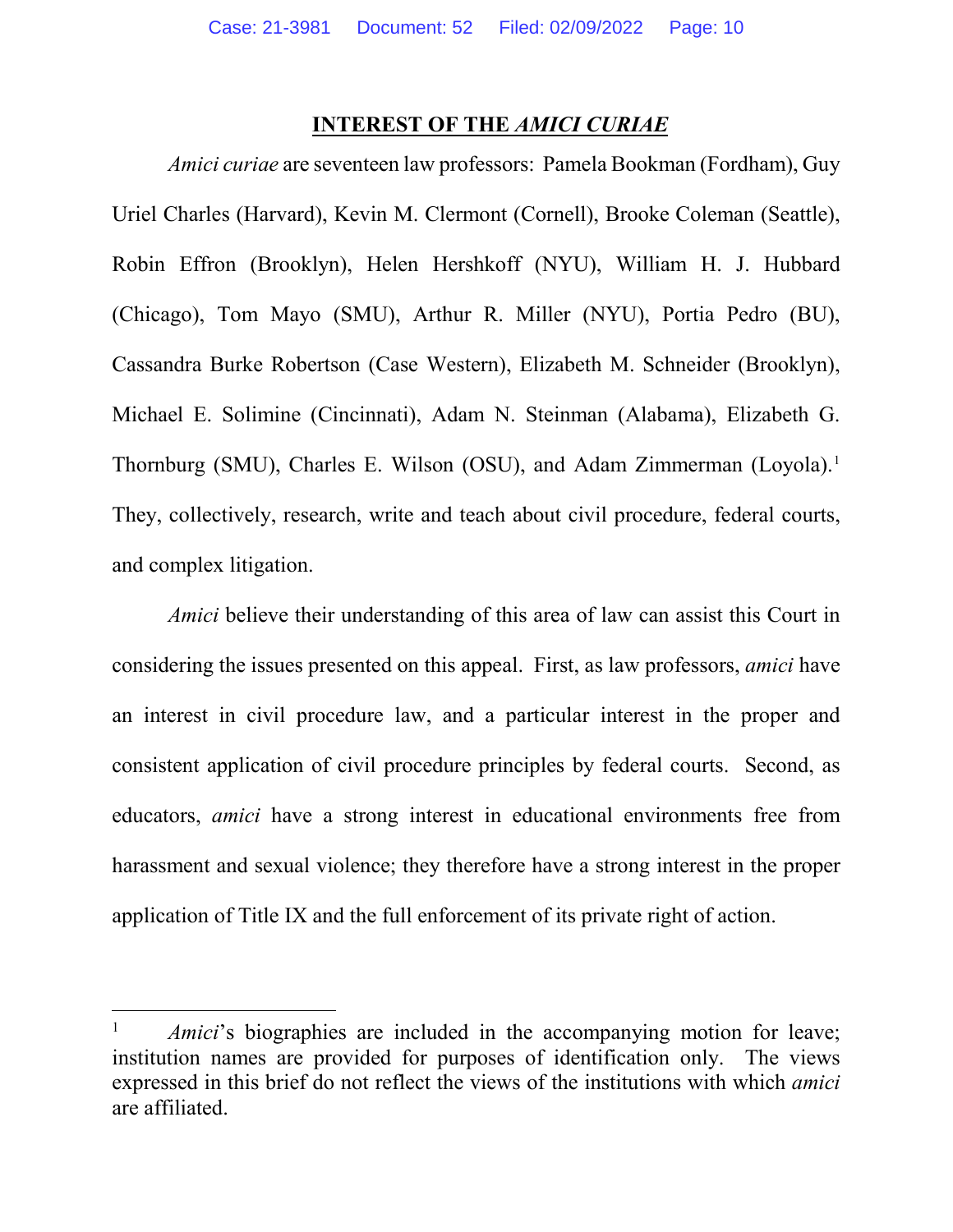## INTEREST OF THE *AMICI CURIAE*

*Amici curiae* are seventeen law professors: Pamela Bookman (Fordham), Guy Uriel Charles (Harvard), Kevin M. Clermont (Cornell), Brooke Coleman (Seattle), Robin Effron (Brooklyn), Helen Hershkoff (NYU), William H. J. Hubbard (Chicago), Tom Mayo (SMU), Arthur R. Miller (NYU), Portia Pedro (BU), Cassandra Burke Robertson (Case Western), Elizabeth M. Schneider (Brooklyn), Michael E. Solimine (Cincinnati), Adam N. Steinman (Alabama), Elizabeth G. Thornburg (SMU), Charles E. Wilson (OSU), and Adam Zimmerman (Loyola).[1] They, collectively, research, write and teach about civil procedure, federal courts, and complex litigation.

*Amici* believe their understanding of this area of law can assist this Court in considering the issues presented on this appeal. First, as law professors, *amici* have an interest in civil procedure law, and a particular interest in the proper and consistent application of civil procedure principles by federal courts. Second, as educators, *amici* have a strong interest in educational environments free from harassment and sexual violence; they therefore have a strong interest in the proper application of Title IX and the full enforcement of its private right of action.

---

[1] *Amici*'s biographies are included in the accompanying motion for leave; institution names are provided for purposes of identification only. The views expressed in this brief do not reflect the views of the institutions with which *amici* are affiliated.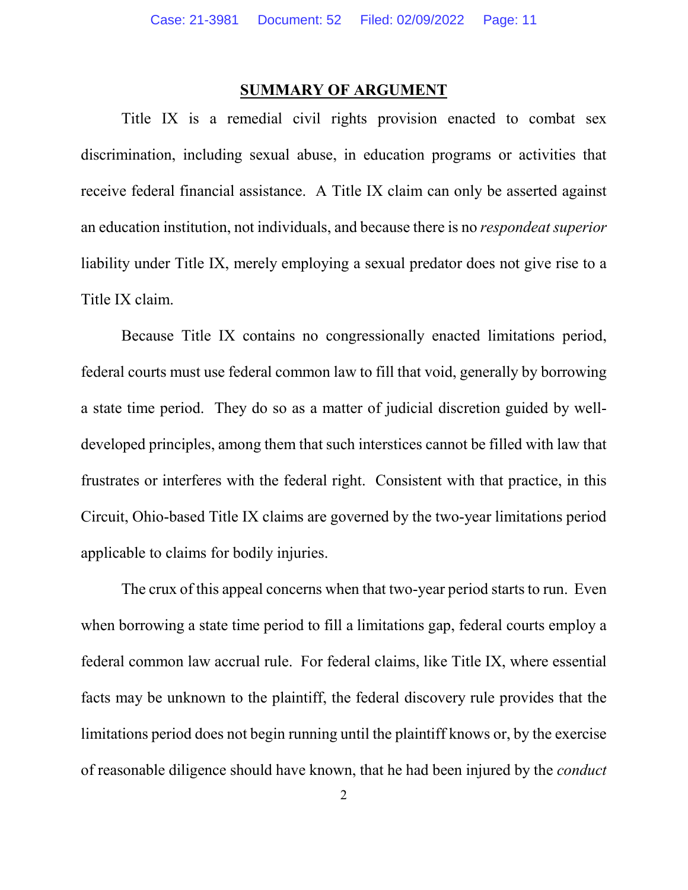## SUMMARY OF ARGUMENT

Title IX is a remedial civil rights provision enacted to combat sex discrimination, including sexual abuse, in education programs or activities that receive federal financial assistance. A Title IX claim can only be asserted against an education institution, not individuals, and because there is no *respondeat superior* liability under Title IX, merely employing a sexual predator does not give rise to a Title IX claim.

Because Title IX contains no congressionally enacted limitations period, federal courts must use federal common law to fill that void, generally by borrowing a state time period. They do so as a matter of judicial discretion guided by well-developed principles, among them that such interstices cannot be filled with law that frustrates or interferes with the federal right. Consistent with that practice, in this Circuit, Ohio-based Title IX claims are governed by the two-year limitations period applicable to claims for bodily injuries.

The crux of this appeal concerns when that two-year period starts to run. Even when borrowing a state time period to fill a limitations gap, federal courts employ a federal common law accrual rule. For federal claims, like Title IX, where essential facts may be unknown to the plaintiff, the federal discovery rule provides that the limitations period does not begin running until the plaintiff knows or, by the exercise of reasonable diligence should have known, that he had been injured by the *conduct*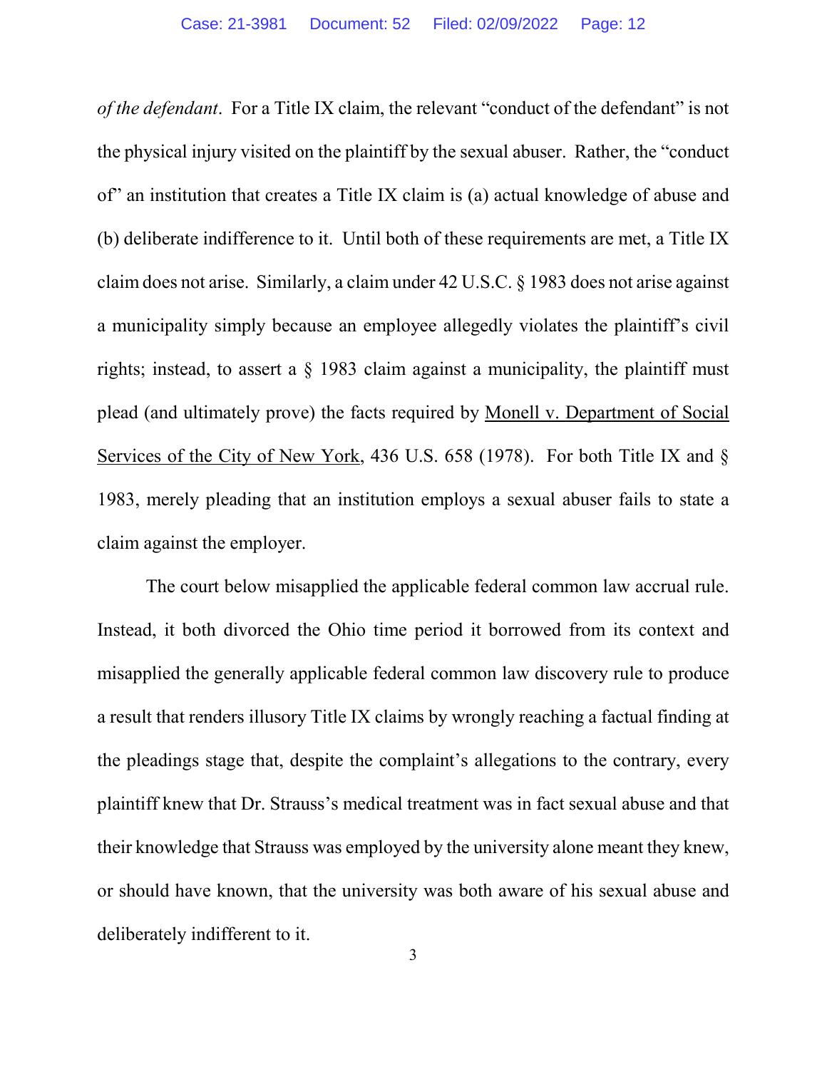*of the defendant*. For a Title IX claim, the relevant "conduct of the defendant" is not the physical injury visited on the plaintiff by the sexual abuser. Rather, the "conduct of" an institution that creates a Title IX claim is (a) actual knowledge of abuse and (b) deliberate indifference to it. Until both of these requirements are met, a Title IX claim does not arise. Similarly, a claim under 42 U.S.C. § 1983 does not arise against a municipality simply because an employee allegedly violates the plaintiff's civil rights; instead, to assert a § 1983 claim against a municipality, the plaintiff must plead (and ultimately prove) the facts required by Monell v. Department of Social Services of the City of New York, 436 U.S. 658 (1978). For both Title IX and § 1983, merely pleading that an institution employs a sexual abuser fails to state a claim against the employer.

The court below misapplied the applicable federal common law accrual rule. Instead, it both divorced the Ohio time period it borrowed from its context and misapplied the generally applicable federal common law discovery rule to produce a result that renders illusory Title IX claims by wrongly reaching a factual finding at the pleadings stage that, despite the complaint's allegations to the contrary, every plaintiff knew that Dr. Strauss's medical treatment was in fact sexual abuse and that their knowledge that Strauss was employed by the university alone meant they knew, or should have known, that the university was both aware of his sexual abuse and deliberately indifferent to it.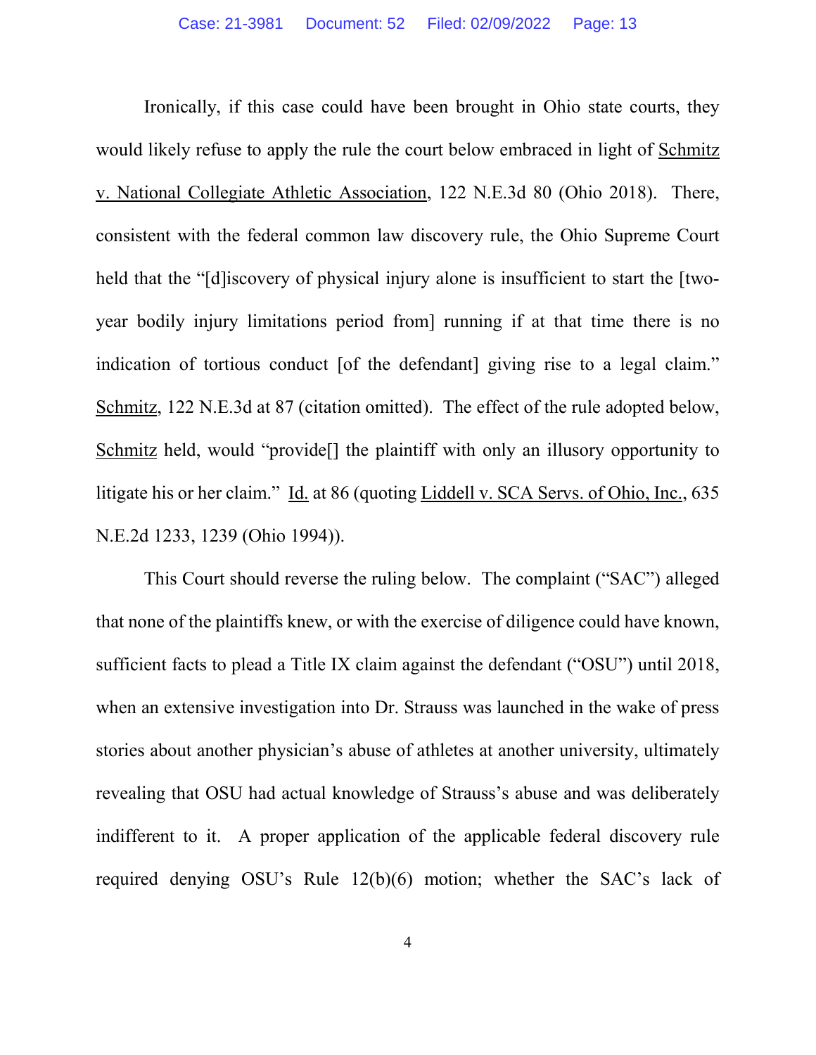Ironically, if this case could have been brought in Ohio state courts, they would likely refuse to apply the rule the court below embraced in light of Schmitz v. National Collegiate Athletic Association, 122 N.E.3d 80 (Ohio 2018). There, consistent with the federal common law discovery rule, the Ohio Supreme Court held that the "[d]iscovery of physical injury alone is insufficient to start the [two-year bodily injury limitations period from] running if at that time there is no indication of tortious conduct [of the defendant] giving rise to a legal claim." Schmitz, 122 N.E.3d at 87 (citation omitted). The effect of the rule adopted below, Schmitz held, would "provide[] the plaintiff with only an illusory opportunity to litigate his or her claim." Id. at 86 (quoting Liddell v. SCA Servs. of Ohio, Inc., 635 N.E.2d 1233, 1239 (Ohio 1994)).

This Court should reverse the ruling below. The complaint ("SAC") alleged that none of the plaintiffs knew, or with the exercise of diligence could have known, sufficient facts to plead a Title IX claim against the defendant ("OSU") until 2018, when an extensive investigation into Dr. Strauss was launched in the wake of press stories about another physician's abuse of athletes at another university, ultimately revealing that OSU had actual knowledge of Strauss's abuse and was deliberately indifferent to it. A proper application of the applicable federal discovery rule required denying OSU's Rule 12(b)(6) motion; whether the SAC's lack of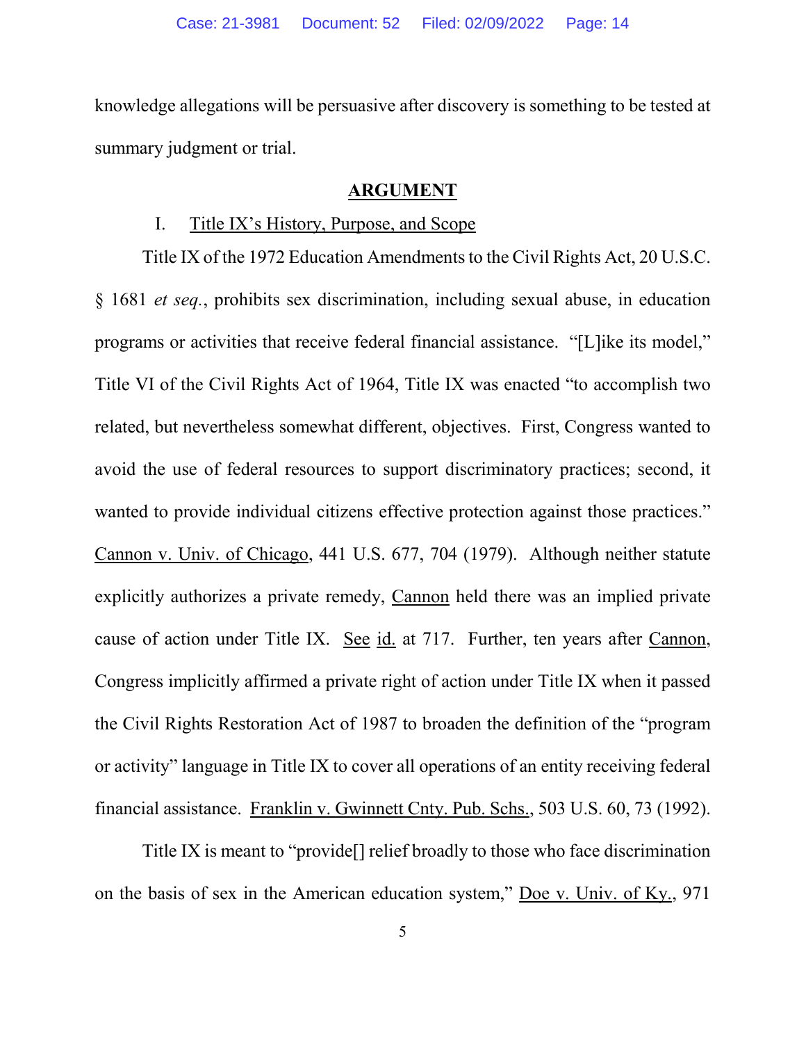knowledge allegations will be persuasive after discovery is something to be tested at summary judgment or trial.

## ARGUMENT

### I. Title IX's History, Purpose, and Scope

Title IX of the 1972 Education Amendments to the Civil Rights Act, 20 U.S.C. § 1681 *et seq.*, prohibits sex discrimination, including sexual abuse, in education programs or activities that receive federal financial assistance. "[L]ike its model," Title VI of the Civil Rights Act of 1964, Title IX was enacted "to accomplish two related, but nevertheless somewhat different, objectives. First, Congress wanted to avoid the use of federal resources to support discriminatory practices; second, it wanted to provide individual citizens effective protection against those practices." Cannon v. Univ. of Chicago, 441 U.S. 677, 704 (1979). Although neither statute explicitly authorizes a private remedy, Cannon held there was an implied private cause of action under Title IX. See id. at 717. Further, ten years after Cannon, Congress implicitly affirmed a private right of action under Title IX when it passed the Civil Rights Restoration Act of 1987 to broaden the definition of the "program or activity" language in Title IX to cover all operations of an entity receiving federal financial assistance. Franklin v. Gwinnett Cnty. Pub. Schs., 503 U.S. 60, 73 (1992).

Title IX is meant to "provide[] relief broadly to those who face discrimination on the basis of sex in the American education system," Doe v. Univ. of Ky., 971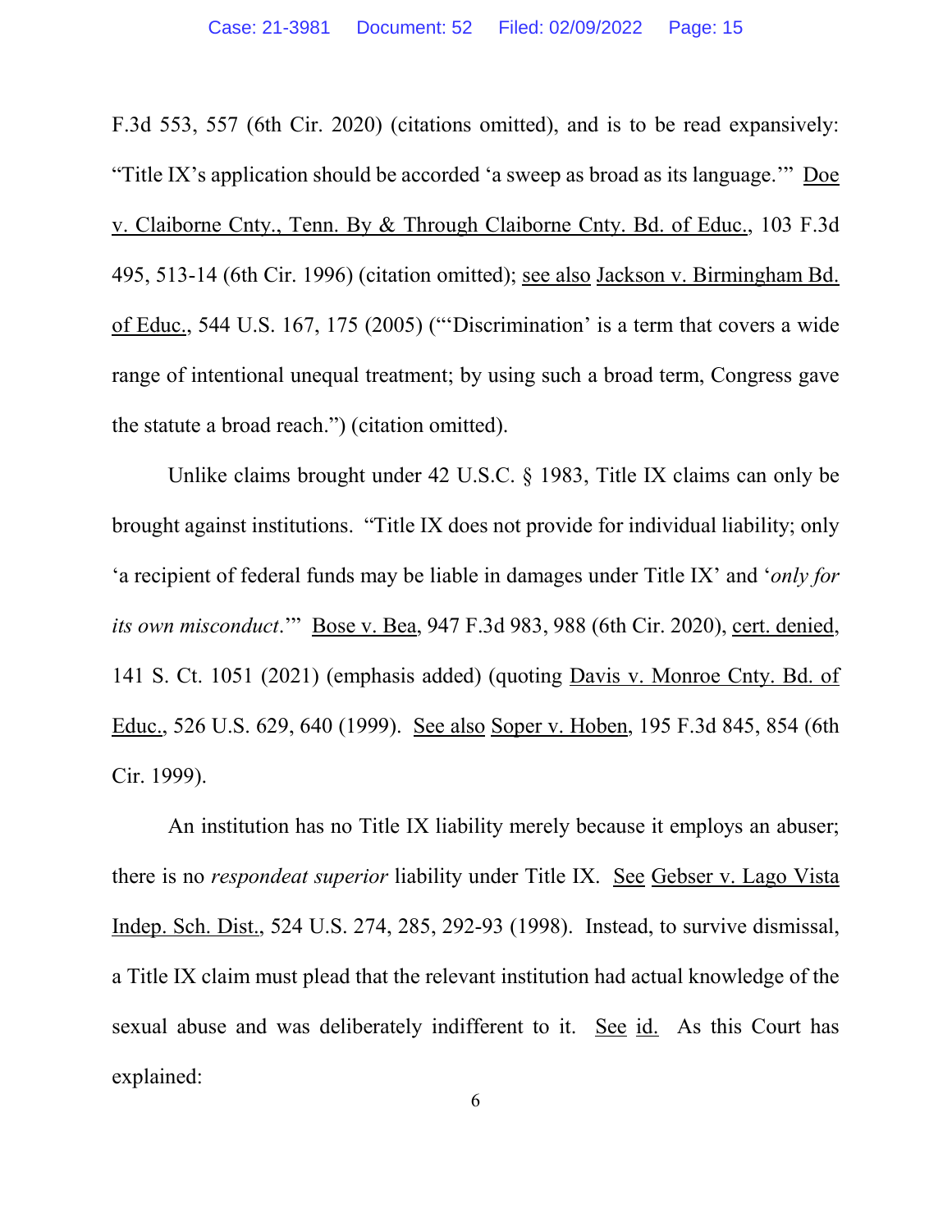F.3d 553, 557 (6th Cir. 2020) (citations omitted), and is to be read expansively: "Title IX's application should be accorded 'a sweep as broad as its language.'" Doe v. Claiborne Cnty., Tenn. By & Through Claiborne Cnty. Bd. of Educ., 103 F.3d 495, 513-14 (6th Cir. 1996) (citation omitted); see also Jackson v. Birmingham Bd. of Educ., 544 U.S. 167, 175 (2005) ("'Discrimination' is a term that covers a wide range of intentional unequal treatment; by using such a broad term, Congress gave the statute a broad reach.") (citation omitted).

Unlike claims brought under 42 U.S.C. § 1983, Title IX claims can only be brought against institutions. "Title IX does not provide for individual liability; only 'a recipient of federal funds may be liable in damages under Title IX' and '*only for its own misconduct*.'" Bose v. Bea, 947 F.3d 983, 988 (6th Cir. 2020), cert. denied, 141 S. Ct. 1051 (2021) (emphasis added) (quoting Davis v. Monroe Cnty. Bd. of Educ., 526 U.S. 629, 640 (1999). See also Soper v. Hoben, 195 F.3d 845, 854 (6th Cir. 1999).

An institution has no Title IX liability merely because it employs an abuser; there is no *respondeat superior* liability under Title IX. See Gebser v. Lago Vista Indep. Sch. Dist., 524 U.S. 274, 285, 292-93 (1998). Instead, to survive dismissal, a Title IX claim must plead that the relevant institution had actual knowledge of the sexual abuse and was deliberately indifferent to it. See id. As this Court has explained: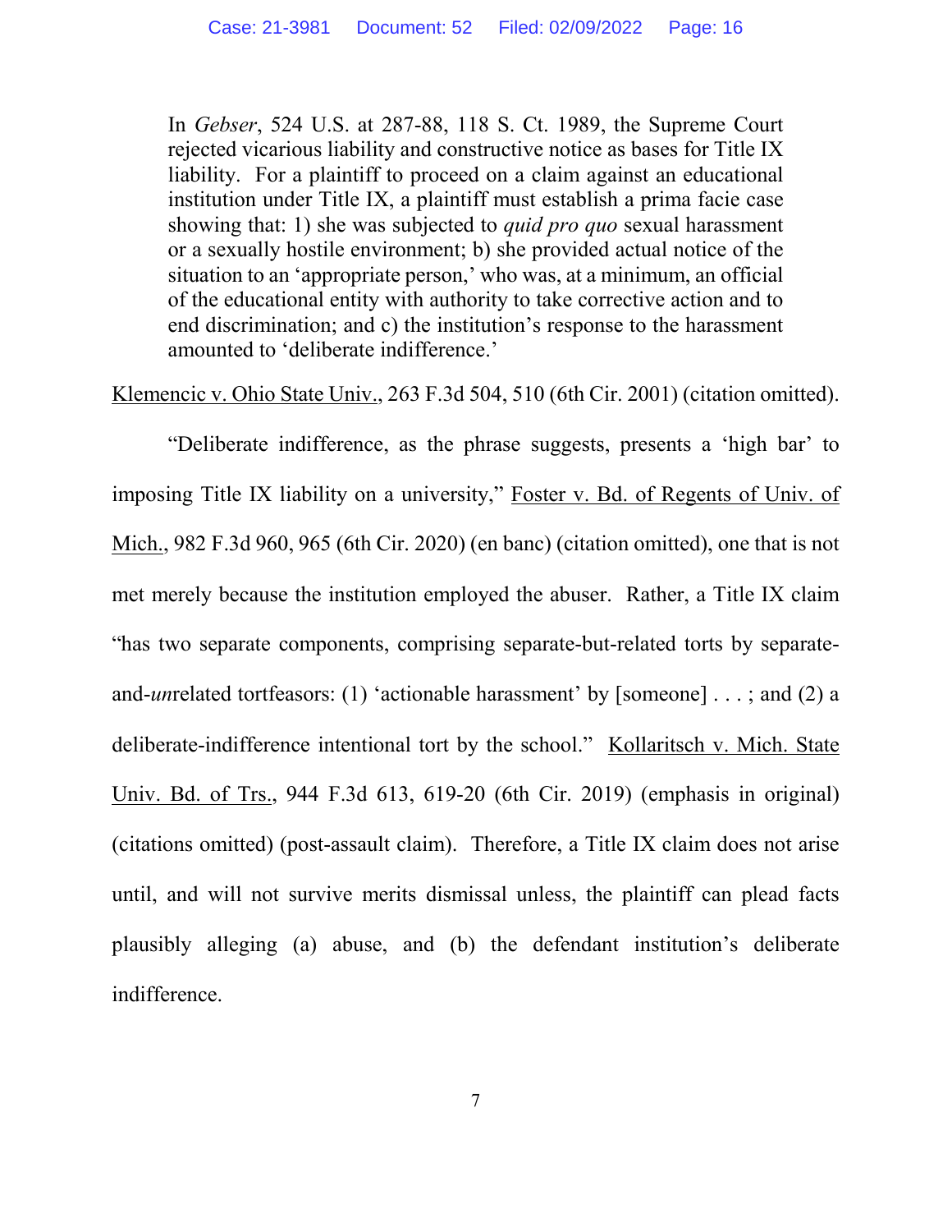> In *Gebser*, 524 U.S. at 287-88, 118 S. Ct. 1989, the Supreme Court rejected vicarious liability and constructive notice as bases for Title IX liability. For a plaintiff to proceed on a claim against an educational institution under Title IX, a plaintiff must establish a prima facie case showing that: 1) she was subjected to *quid pro quo* sexual harassment or a sexually hostile environment; b) she provided actual notice of the situation to an 'appropriate person,' who was, at a minimum, an official of the educational entity with authority to take corrective action and to end discrimination; and c) the institution's response to the harassment amounted to 'deliberate indifference.'

Klemencic v. Ohio State Univ., 263 F.3d 504, 510 (6th Cir. 2001) (citation omitted).

"Deliberate indifference, as the phrase suggests, presents a 'high bar' to imposing Title IX liability on a university," Foster v. Bd. of Regents of Univ. of Mich., 982 F.3d 960, 965 (6th Cir. 2020) (en banc) (citation omitted), one that is not met merely because the institution employed the abuser. Rather, a Title IX claim "has two separate components, comprising separate-but-related torts by separate-and-*un*related tortfeasors: (1) 'actionable harassment' by [someone] . . . ; and (2) a deliberate-indifference intentional tort by the school." Kollaritsch v. Mich. State Univ. Bd. of Trs., 944 F.3d 613, 619-20 (6th Cir. 2019) (emphasis in original) (citations omitted) (post-assault claim). Therefore, a Title IX claim does not arise until, and will not survive merits dismissal unless, the plaintiff can plead facts plausibly alleging (a) abuse, and (b) the defendant institution's deliberate indifference.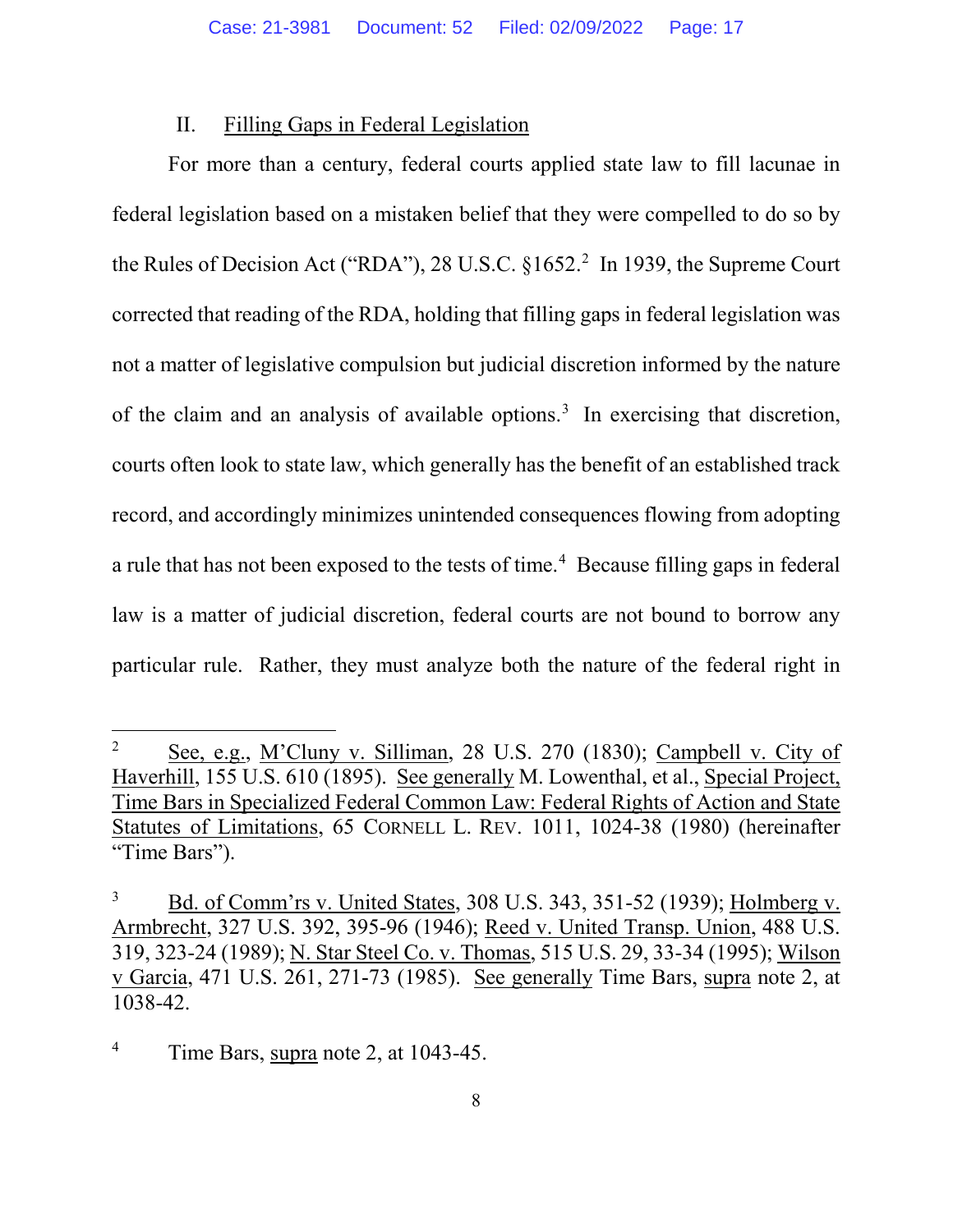## II. Filling Gaps in Federal Legislation

For more than a century, federal courts applied state law to fill lacunae in federal legislation based on a mistaken belief that they were compelled to do so by the Rules of Decision Act ("RDA"), 28 U.S.C. §1652.[2] In 1939, the Supreme Court corrected that reading of the RDA, holding that filling gaps in federal legislation was not a matter of legislative compulsion but judicial discretion informed by the nature of the claim and an analysis of available options.[3] In exercising that discretion, courts often look to state law, which generally has the benefit of an established track record, and accordingly minimizes unintended consequences flowing from adopting a rule that has not been exposed to the tests of time.[4] Because filling gaps in federal law is a matter of judicial discretion, federal courts are not bound to borrow any particular rule. Rather, they must analyze both the nature of the federal right in

---

[2] See, e.g., M'Cluny v. Silliman, 28 U.S. 270 (1830); Campbell v. City of Haverhill, 155 U.S. 610 (1895). See generally M. Lowenthal, et al., Special Project, Time Bars in Specialized Federal Common Law: Federal Rights of Action and State Statutes of Limitations, 65 CORNELL L. REV. 1011, 1024-38 (1980) (hereinafter "Time Bars").

[3] Bd. of Comm'rs v. United States, 308 U.S. 343, 351-52 (1939); Holmberg v. Armbrecht, 327 U.S. 392, 395-96 (1946); Reed v. United Transp. Union, 488 U.S. 319, 323-24 (1989); N. Star Steel Co. v. Thomas, 515 U.S. 29, 33-34 (1995); Wilson v Garcia, 471 U.S. 261, 271-73 (1985). See generally Time Bars, supra note 2, at 1038-42.

[4] Time Bars, supra note 2, at 1043-45.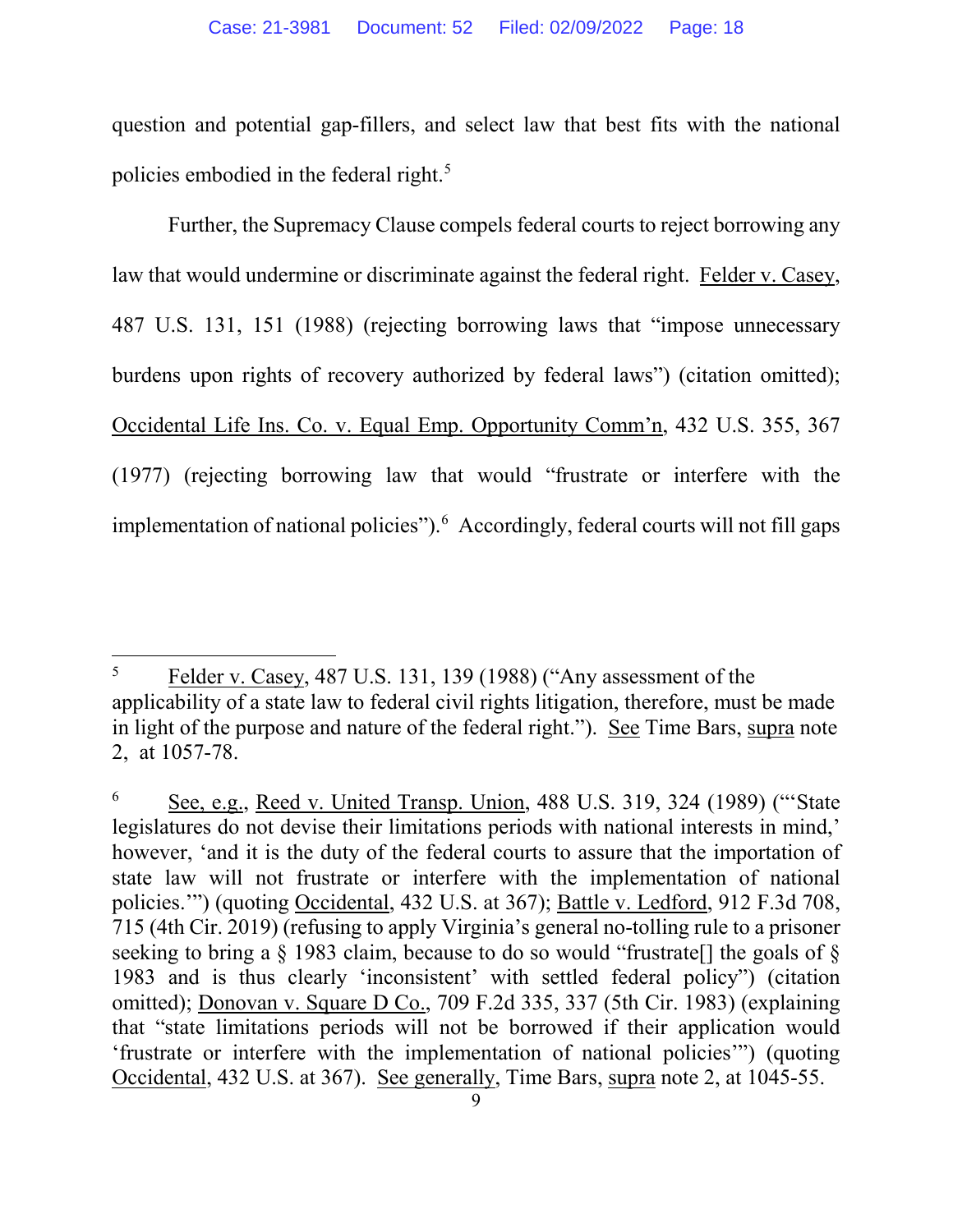question and potential gap-fillers, and select law that best fits with the national policies embodied in the federal right.[5]

Further, the Supremacy Clause compels federal courts to reject borrowing any law that would undermine or discriminate against the federal right. Felder v. Casey, 487 U.S. 131, 151 (1988) (rejecting borrowing laws that "impose unnecessary burdens upon rights of recovery authorized by federal laws") (citation omitted); Occidental Life Ins. Co. v. Equal Emp. Opportunity Comm'n, 432 U.S. 355, 367 (1977) (rejecting borrowing law that would "frustrate or interfere with the implementation of national policies").[6] Accordingly, federal courts will not fill gaps

---

[5] Felder v. Casey, 487 U.S. 131, 139 (1988) ("Any assessment of the applicability of a state law to federal civil rights litigation, therefore, must be made in light of the purpose and nature of the federal right."). See Time Bars, supra note 2, at 1057-78.

[6] See, e.g., Reed v. United Transp. Union, 488 U.S. 319, 324 (1989) ("'State legislatures do not devise their limitations periods with national interests in mind,' however, 'and it is the duty of the federal courts to assure that the importation of state law will not frustrate or interfere with the implementation of national policies.'") (quoting Occidental, 432 U.S. at 367); Battle v. Ledford, 912 F.3d 708, 715 (4th Cir. 2019) (refusing to apply Virginia's general no-tolling rule to a prisoner seeking to bring a § 1983 claim, because to do so would "frustrate[] the goals of § 1983 and is thus clearly 'inconsistent' with settled federal policy") (citation omitted); Donovan v. Square D Co., 709 F.2d 335, 337 (5th Cir. 1983) (explaining that "state limitations periods will not be borrowed if their application would 'frustrate or interfere with the implementation of national policies'") (quoting Occidental, 432 U.S. at 367). See generally, Time Bars, supra note 2, at 1045-55.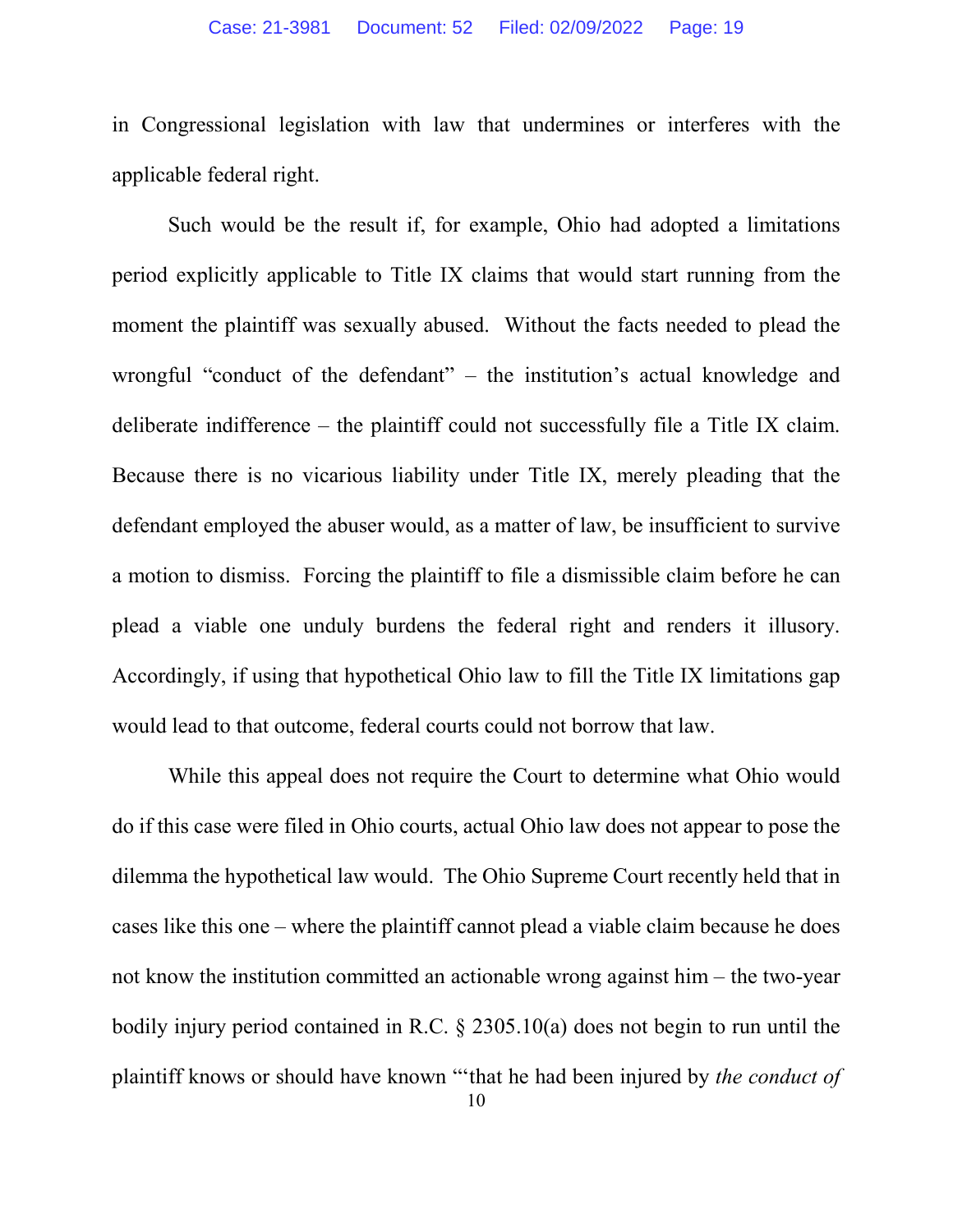in Congressional legislation with law that undermines or interferes with the applicable federal right.

Such would be the result if, for example, Ohio had adopted a limitations period explicitly applicable to Title IX claims that would start running from the moment the plaintiff was sexually abused. Without the facts needed to plead the wrongful "conduct of the defendant" – the institution's actual knowledge and deliberate indifference – the plaintiff could not successfully file a Title IX claim. Because there is no vicarious liability under Title IX, merely pleading that the defendant employed the abuser would, as a matter of law, be insufficient to survive a motion to dismiss. Forcing the plaintiff to file a dismissible claim before he can plead a viable one unduly burdens the federal right and renders it illusory. Accordingly, if using that hypothetical Ohio law to fill the Title IX limitations gap would lead to that outcome, federal courts could not borrow that law.

While this appeal does not require the Court to determine what Ohio would do if this case were filed in Ohio courts, actual Ohio law does not appear to pose the dilemma the hypothetical law would. The Ohio Supreme Court recently held that in cases like this one – where the plaintiff cannot plead a viable claim because he does not know the institution committed an actionable wrong against him – the two-year bodily injury period contained in R.C. § 2305.10(a) does not begin to run until the plaintiff knows or should have known "'that he had been injured by *the conduct of*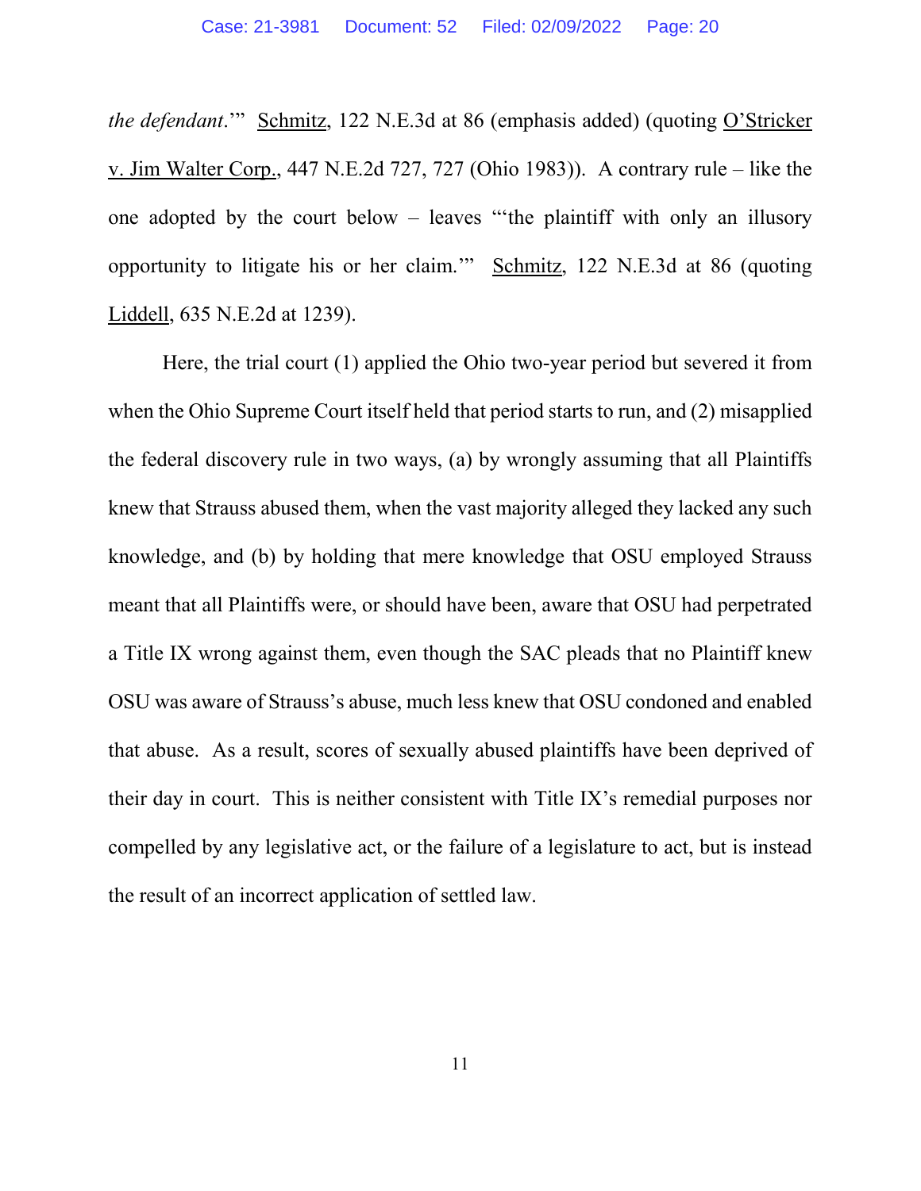*the defendant*.'" Schmitz, 122 N.E.3d at 86 (emphasis added) (quoting O'Stricker v. Jim Walter Corp., 447 N.E.2d 727, 727 (Ohio 1983)). A contrary rule – like the one adopted by the court below – leaves "'the plaintiff with only an illusory opportunity to litigate his or her claim.'" Schmitz, 122 N.E.3d at 86 (quoting Liddell, 635 N.E.2d at 1239).

Here, the trial court (1) applied the Ohio two-year period but severed it from when the Ohio Supreme Court itself held that period starts to run, and (2) misapplied the federal discovery rule in two ways, (a) by wrongly assuming that all Plaintiffs knew that Strauss abused them, when the vast majority alleged they lacked any such knowledge, and (b) by holding that mere knowledge that OSU employed Strauss meant that all Plaintiffs were, or should have been, aware that OSU had perpetrated a Title IX wrong against them, even though the SAC pleads that no Plaintiff knew OSU was aware of Strauss's abuse, much less knew that OSU condoned and enabled that abuse. As a result, scores of sexually abused plaintiffs have been deprived of their day in court. This is neither consistent with Title IX's remedial purposes nor compelled by any legislative act, or the failure of a legislature to act, but is instead the result of an incorrect application of settled law.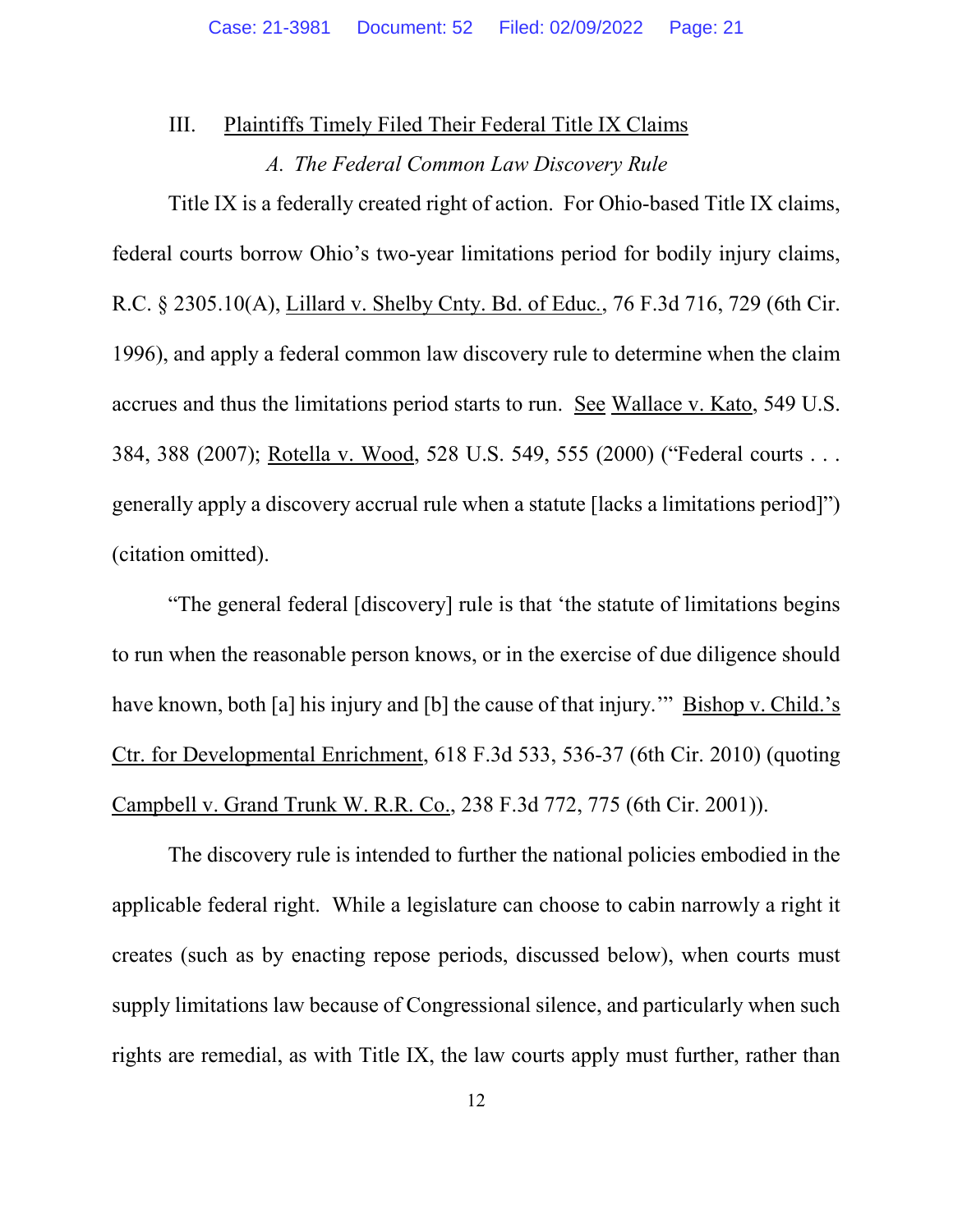## III. <u>Plaintiffs Timely Filed Their Federal Title IX Claims</u>

### *A. The Federal Common Law Discovery Rule*

Title IX is a federally created right of action. For Ohio-based Title IX claims, federal courts borrow Ohio's two-year limitations period for bodily injury claims, R.C. § 2305.10(A), <u>Lillard v. Shelby Cnty. Bd. of Educ.</u>, 76 F.3d 716, 729 (6th Cir. 1996), and apply a federal common law discovery rule to determine when the claim accrues and thus the limitations period starts to run. <u>See</u> <u>Wallace v. Kato</u>, 549 U.S. 384, 388 (2007); <u>Rotella v. Wood</u>, 528 U.S. 549, 555 (2000) ("Federal courts . . . generally apply a discovery accrual rule when a statute [lacks a limitations period]") (citation omitted).

"The general federal [discovery] rule is that 'the statute of limitations begins to run when the reasonable person knows, or in the exercise of due diligence should have known, both [a] his injury and [b] the cause of that injury.'" <u>Bishop v. Child.'s Ctr. for Developmental Enrichment</u>, 618 F.3d 533, 536-37 (6th Cir. 2010) (quoting <u>Campbell v. Grand Trunk W. R.R. Co.</u>, 238 F.3d 772, 775 (6th Cir. 2001)).

The discovery rule is intended to further the national policies embodied in the applicable federal right. While a legislature can choose to cabin narrowly a right it creates (such as by enacting repose periods, discussed below), when courts must supply limitations law because of Congressional silence, and particularly when such rights are remedial, as with Title IX, the law courts apply must further, rather than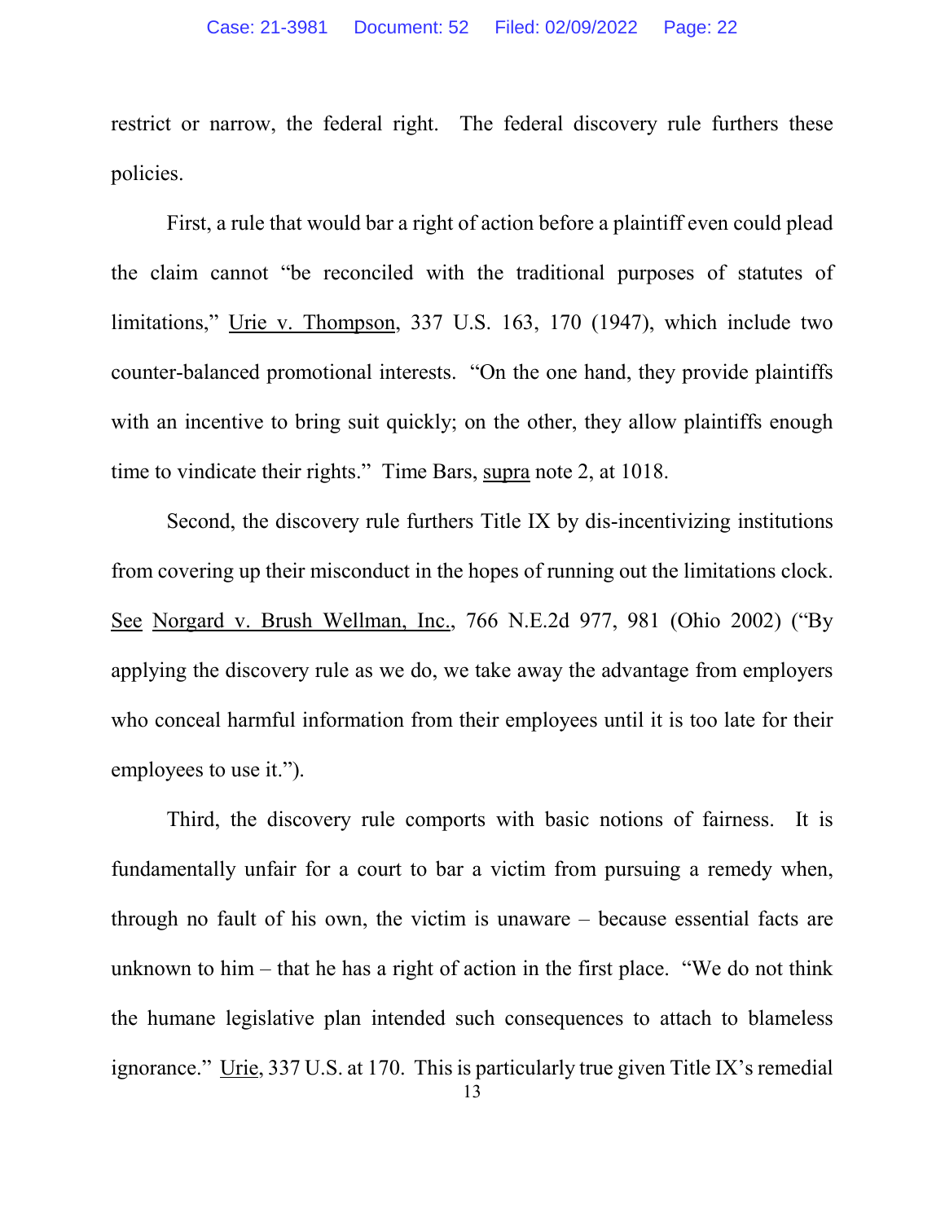restrict or narrow, the federal right. The federal discovery rule furthers these policies.

First, a rule that would bar a right of action before a plaintiff even could plead the claim cannot "be reconciled with the traditional purposes of statutes of limitations," Urie v. Thompson, 337 U.S. 163, 170 (1947), which include two counter-balanced promotional interests. "On the one hand, they provide plaintiffs with an incentive to bring suit quickly; on the other, they allow plaintiffs enough time to vindicate their rights." Time Bars, supra note 2, at 1018.

Second, the discovery rule furthers Title IX by dis-incentivizing institutions from covering up their misconduct in the hopes of running out the limitations clock. See Norgard v. Brush Wellman, Inc., 766 N.E.2d 977, 981 (Ohio 2002) ("By applying the discovery rule as we do, we take away the advantage from employers who conceal harmful information from their employees until it is too late for their employees to use it.").

Third, the discovery rule comports with basic notions of fairness. It is fundamentally unfair for a court to bar a victim from pursuing a remedy when, through no fault of his own, the victim is unaware – because essential facts are unknown to him – that he has a right of action in the first place. "We do not think the humane legislative plan intended such consequences to attach to blameless ignorance." Urie, 337 U.S. at 170. This is particularly true given Title IX's remedial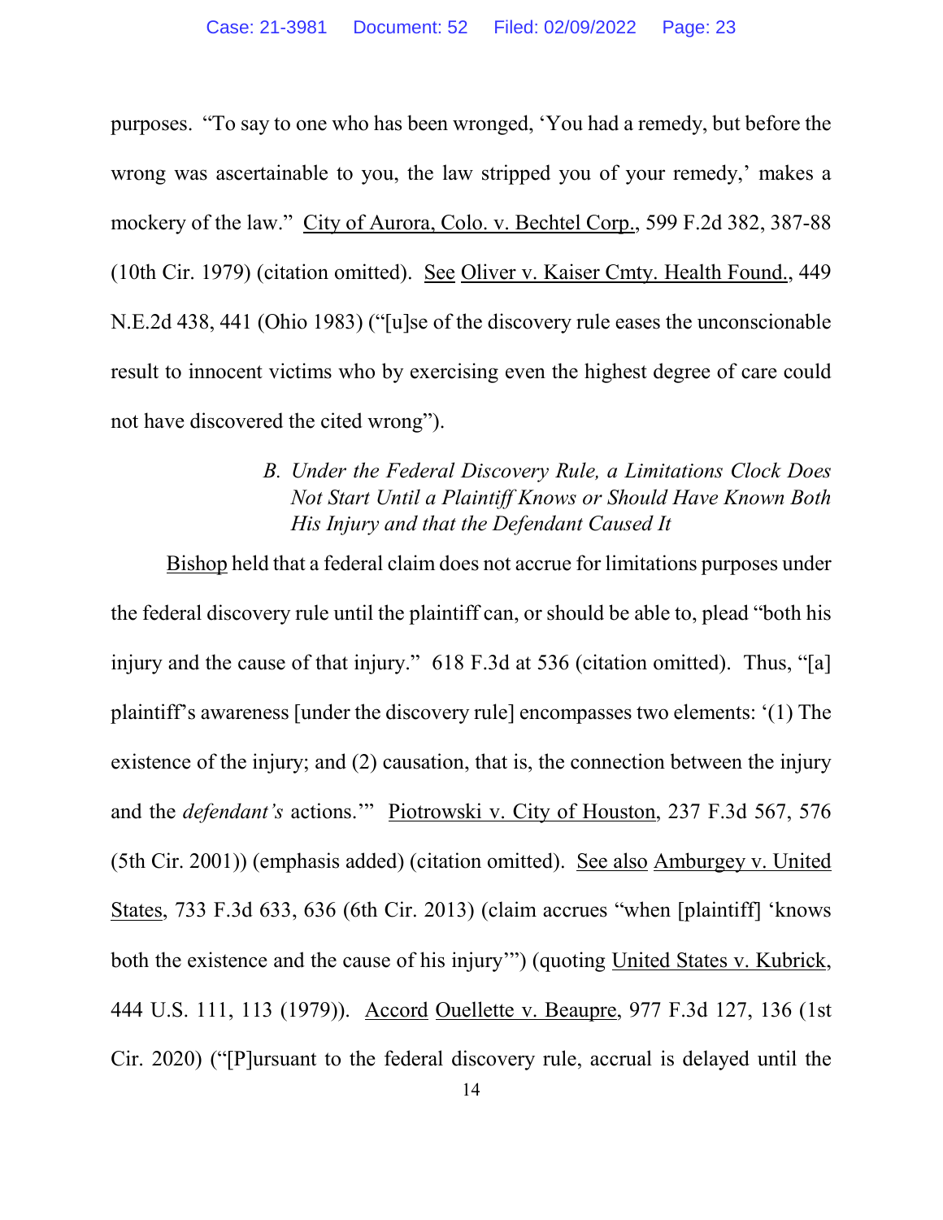purposes. "To say to one who has been wronged, 'You had a remedy, but before the wrong was ascertainable to you, the law stripped you of your remedy,' makes a mockery of the law." City of Aurora, Colo. v. Bechtel Corp., 599 F.2d 382, 387-88 (10th Cir. 1979) (citation omitted). See Oliver v. Kaiser Cmty. Health Found., 449 N.E.2d 438, 441 (Ohio 1983) ("[u]se of the discovery rule eases the unconscionable result to innocent victims who by exercising even the highest degree of care could not have discovered the cited wrong").

### *B. Under the Federal Discovery Rule, a Limitations Clock Does Not Start Until a Plaintiff Knows or Should Have Known Both His Injury and that the Defendant Caused It*

Bishop held that a federal claim does not accrue for limitations purposes under the federal discovery rule until the plaintiff can, or should be able to, plead "both his injury and the cause of that injury." 618 F.3d at 536 (citation omitted). Thus, "[a] plaintiff's awareness [under the discovery rule] encompasses two elements: '(1) The existence of the injury; and (2) causation, that is, the connection between the injury and the *defendant's* actions.'" Piotrowski v. City of Houston, 237 F.3d 567, 576 (5th Cir. 2001)) (emphasis added) (citation omitted). See also Amburgey v. United States, 733 F.3d 633, 636 (6th Cir. 2013) (claim accrues "when [plaintiff] 'knows both the existence and the cause of his injury'") (quoting United States v. Kubrick, 444 U.S. 111, 113 (1979)). Accord Ouellette v. Beaupre, 977 F.3d 127, 136 (1st Cir. 2020) ("[P]ursuant to the federal discovery rule, accrual is delayed until the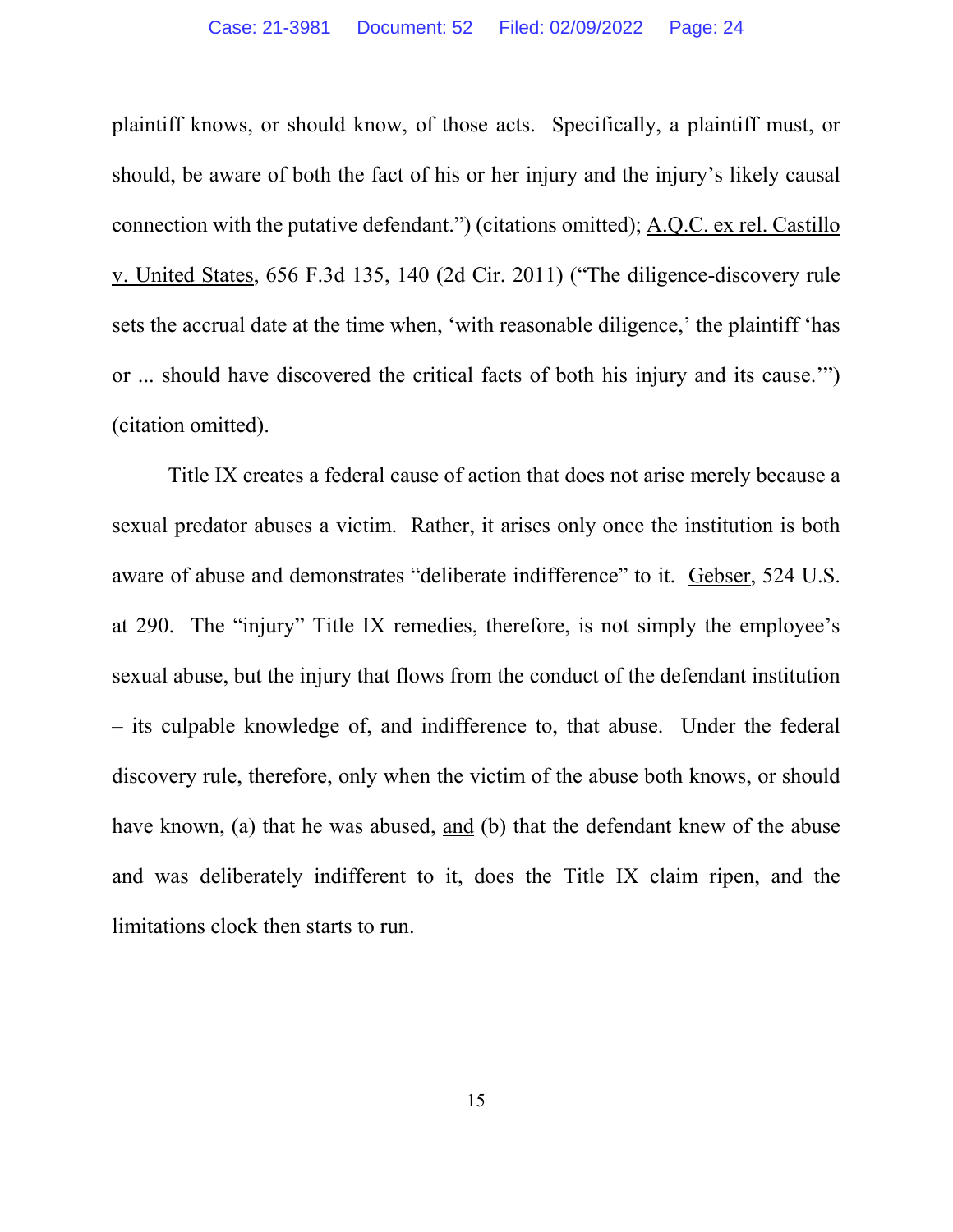plaintiff knows, or should know, of those acts. Specifically, a plaintiff must, or should, be aware of both the fact of his or her injury and the injury's likely causal connection with the putative defendant.") (citations omitted); A.Q.C. ex rel. Castillo v. United States, 656 F.3d 135, 140 (2d Cir. 2011) ("The diligence-discovery rule sets the accrual date at the time when, 'with reasonable diligence,' the plaintiff 'has or ... should have discovered the critical facts of both his injury and its cause.'") (citation omitted).

Title IX creates a federal cause of action that does not arise merely because a sexual predator abuses a victim. Rather, it arises only once the institution is both aware of abuse and demonstrates "deliberate indifference" to it. Gebser, 524 U.S. at 290. The "injury" Title IX remedies, therefore, is not simply the employee's sexual abuse, but the injury that flows from the conduct of the defendant institution – its culpable knowledge of, and indifference to, that abuse. Under the federal discovery rule, therefore, only when the victim of the abuse both knows, or should have known, (a) that he was abused, and (b) that the defendant knew of the abuse and was deliberately indifferent to it, does the Title IX claim ripen, and the limitations clock then starts to run.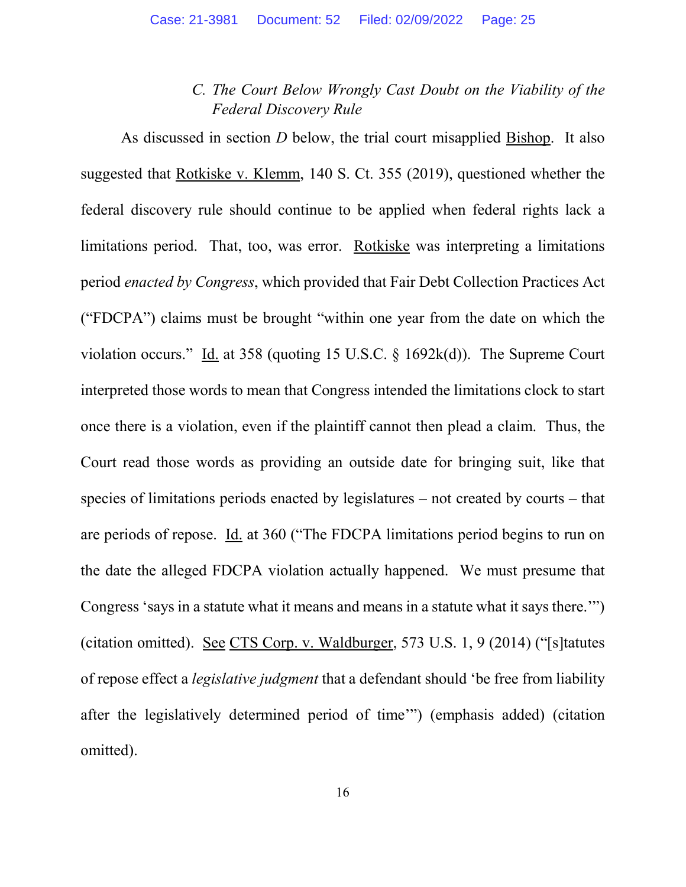### *C. The Court Below Wrongly Cast Doubt on the Viability of the Federal Discovery Rule*

As discussed in section *D* below, the trial court misapplied Bishop. It also suggested that Rotkiske v. Klemm, 140 S. Ct. 355 (2019), questioned whether the federal discovery rule should continue to be applied when federal rights lack a limitations period. That, too, was error. Rotkiske was interpreting a limitations period *enacted by Congress*, which provided that Fair Debt Collection Practices Act ("FDCPA") claims must be brought "within one year from the date on which the violation occurs." Id. at 358 (quoting 15 U.S.C. § 1692k(d)). The Supreme Court interpreted those words to mean that Congress intended the limitations clock to start once there is a violation, even if the plaintiff cannot then plead a claim. Thus, the Court read those words as providing an outside date for bringing suit, like that species of limitations periods enacted by legislatures – not created by courts – that are periods of repose. Id. at 360 ("The FDCPA limitations period begins to run on the date the alleged FDCPA violation actually happened. We must presume that Congress 'says in a statute what it means and means in a statute what it says there.'") (citation omitted). See CTS Corp. v. Waldburger, 573 U.S. 1, 9 (2014) ("[s]tatutes of repose effect a *legislative judgment* that a defendant should 'be free from liability after the legislatively determined period of time'") (emphasis added) (citation omitted).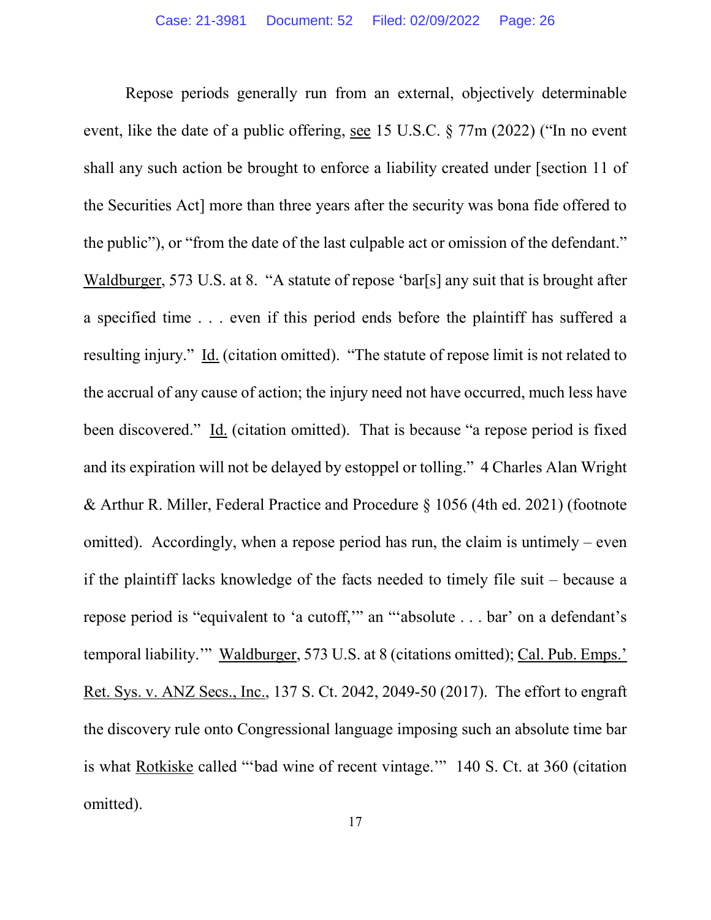Repose periods generally run from an external, objectively determinable event, like the date of a public offering, see 15 U.S.C. § 77m (2022) ("In no event shall any such action be brought to enforce a liability created under [section 11 of the Securities Act] more than three years after the security was bona fide offered to the public"), or "from the date of the last culpable act or omission of the defendant." Waldburger, 573 U.S. at 8. "A statute of repose 'bar[s] any suit that is brought after a specified time . . . even if this period ends before the plaintiff has suffered a resulting injury." Id. (citation omitted). "The statute of repose limit is not related to the accrual of any cause of action; the injury need not have occurred, much less have been discovered." Id. (citation omitted). That is because "a repose period is fixed and its expiration will not be delayed by estoppel or tolling." 4 Charles Alan Wright & Arthur R. Miller, Federal Practice and Procedure § 1056 (4th ed. 2021) (footnote omitted). Accordingly, when a repose period has run, the claim is untimely – even if the plaintiff lacks knowledge of the facts needed to timely file suit – because a repose period is "equivalent to 'a cutoff,'" an "'absolute . . . bar' on a defendant's temporal liability.'" Waldburger, 573 U.S. at 8 (citations omitted); Cal. Pub. Emps.' Ret. Sys. v. ANZ Secs., Inc., 137 S. Ct. 2042, 2049-50 (2017). The effort to engraft the discovery rule onto Congressional language imposing such an absolute time bar is what Rotkiske called "'bad wine of recent vintage.'" 140 S. Ct. at 360 (citation omitted).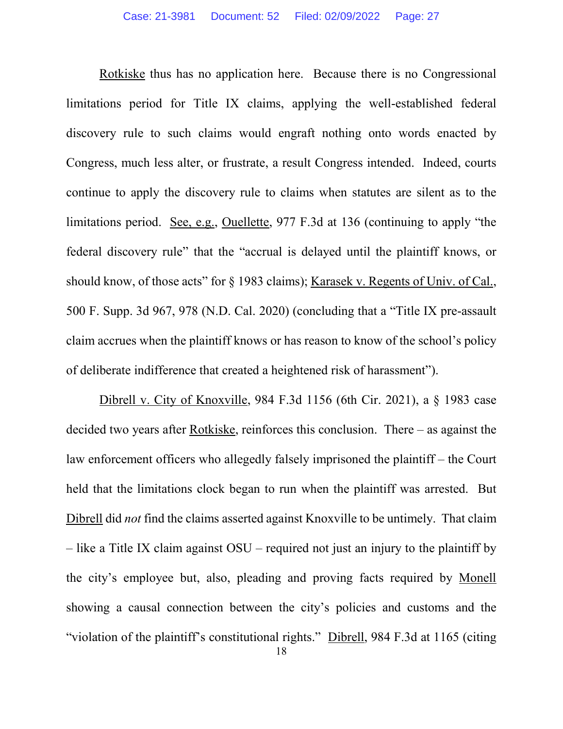Rotkiske thus has no application here. Because there is no Congressional limitations period for Title IX claims, applying the well-established federal discovery rule to such claims would engraft nothing onto words enacted by Congress, much less alter, or frustrate, a result Congress intended. Indeed, courts continue to apply the discovery rule to claims when statutes are silent as to the limitations period. See, e.g., Ouellette, 977 F.3d at 136 (continuing to apply "the federal discovery rule" that the "accrual is delayed until the plaintiff knows, or should know, of those acts" for § 1983 claims); Karasek v. Regents of Univ. of Cal., 500 F. Supp. 3d 967, 978 (N.D. Cal. 2020) (concluding that a "Title IX pre-assault claim accrues when the plaintiff knows or has reason to know of the school's policy of deliberate indifference that created a heightened risk of harassment").

Dibrell v. City of Knoxville, 984 F.3d 1156 (6th Cir. 2021), a § 1983 case decided two years after Rotkiske, reinforces this conclusion. There – as against the law enforcement officers who allegedly falsely imprisoned the plaintiff – the Court held that the limitations clock began to run when the plaintiff was arrested. But Dibrell did *not* find the claims asserted against Knoxville to be untimely. That claim – like a Title IX claim against OSU – required not just an injury to the plaintiff by the city's employee but, also, pleading and proving facts required by Monell showing a causal connection between the city's policies and customs and the "violation of the plaintiff's constitutional rights." Dibrell, 984 F.3d at 1165 (citing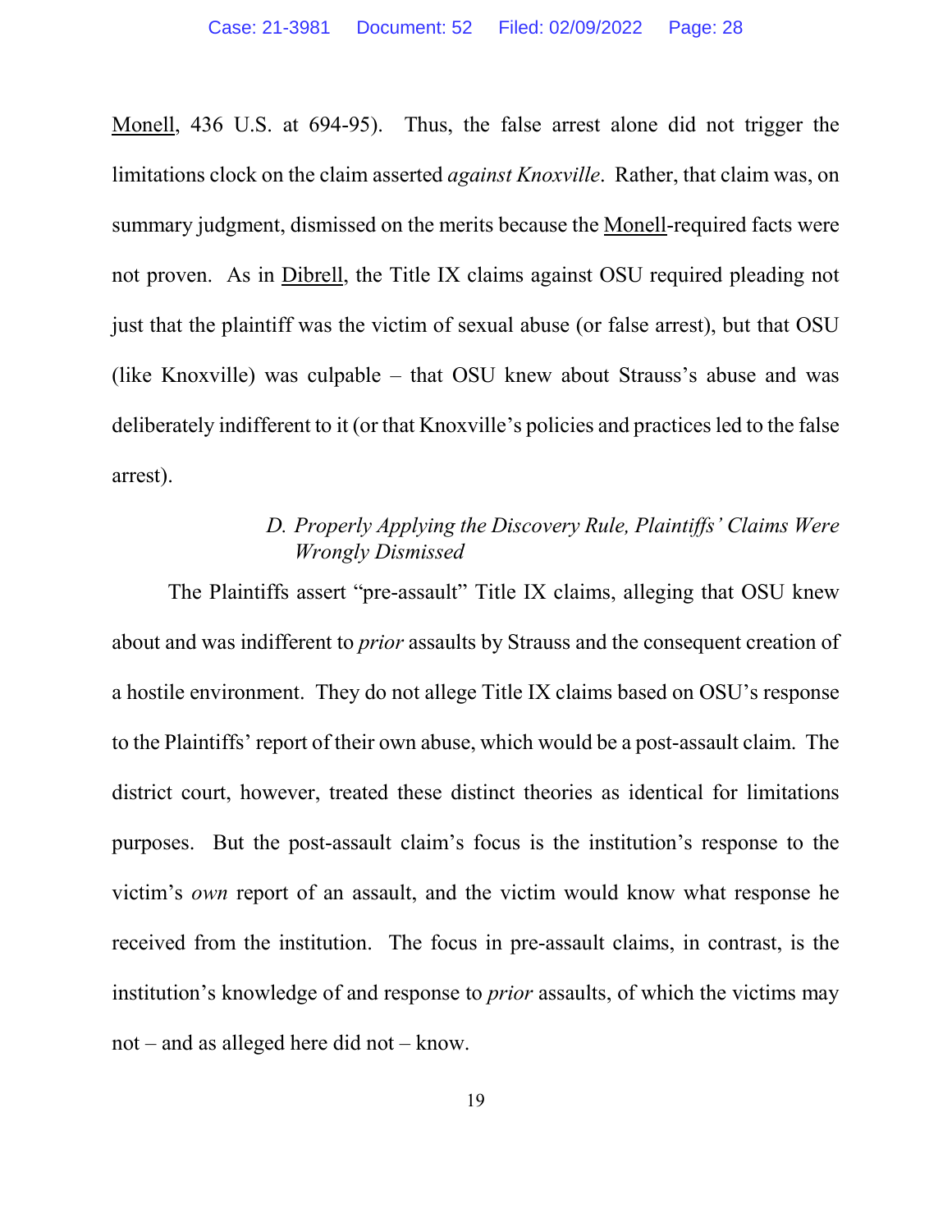Monell, 436 U.S. at 694-95). Thus, the false arrest alone did not trigger the limitations clock on the claim asserted *against Knoxville*. Rather, that claim was, on summary judgment, dismissed on the merits because the Monell-required facts were not proven. As in Dibrell, the Title IX claims against OSU required pleading not just that the plaintiff was the victim of sexual abuse (or false arrest), but that OSU (like Knoxville) was culpable – that OSU knew about Strauss's abuse and was deliberately indifferent to it (or that Knoxville's policies and practices led to the false arrest).

### *D. Properly Applying the Discovery Rule, Plaintiffs' Claims Were Wrongly Dismissed*

The Plaintiffs assert "pre-assault" Title IX claims, alleging that OSU knew about and was indifferent to *prior* assaults by Strauss and the consequent creation of a hostile environment. They do not allege Title IX claims based on OSU's response to the Plaintiffs' report of their own abuse, which would be a post-assault claim. The district court, however, treated these distinct theories as identical for limitations purposes. But the post-assault claim's focus is the institution's response to the victim's *own* report of an assault, and the victim would know what response he received from the institution. The focus in pre-assault claims, in contrast, is the institution's knowledge of and response to *prior* assaults, of which the victims may not – and as alleged here did not – know.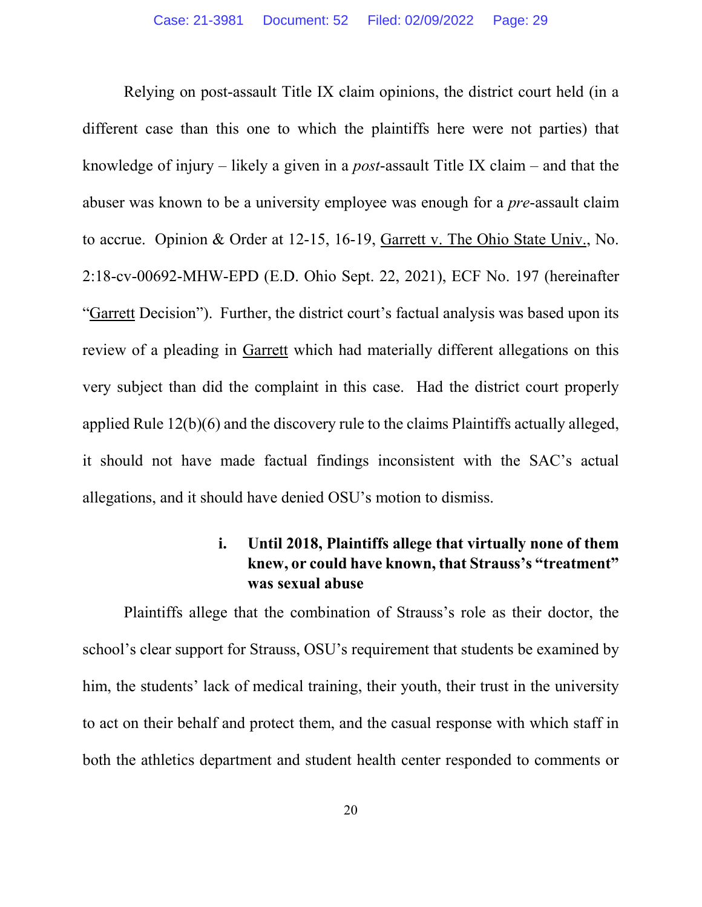Relying on post-assault Title IX claim opinions, the district court held (in a different case than this one to which the plaintiffs here were not parties) that knowledge of injury – likely a given in a *post*-assault Title IX claim – and that the abuser was known to be a university employee was enough for a *pre*-assault claim to accrue. Opinion & Order at 12-15, 16-19, Garrett v. The Ohio State Univ., No. 2:18-cv-00692-MHW-EPD (E.D. Ohio Sept. 22, 2021), ECF No. 197 (hereinafter "Garrett Decision"). Further, the district court's factual analysis was based upon its review of a pleading in Garrett which had materially different allegations on this very subject than did the complaint in this case. Had the district court properly applied Rule 12(b)(6) and the discovery rule to the claims Plaintiffs actually alleged, it should not have made factual findings inconsistent with the SAC's actual allegations, and it should have denied OSU's motion to dismiss.

**i. Until 2018, Plaintiffs allege that virtually none of them knew, or could have known, that Strauss's "treatment" was sexual abuse**

Plaintiffs allege that the combination of Strauss's role as their doctor, the school's clear support for Strauss, OSU's requirement that students be examined by him, the students' lack of medical training, their youth, their trust in the university to act on their behalf and protect them, and the casual response with which staff in both the athletics department and student health center responded to comments or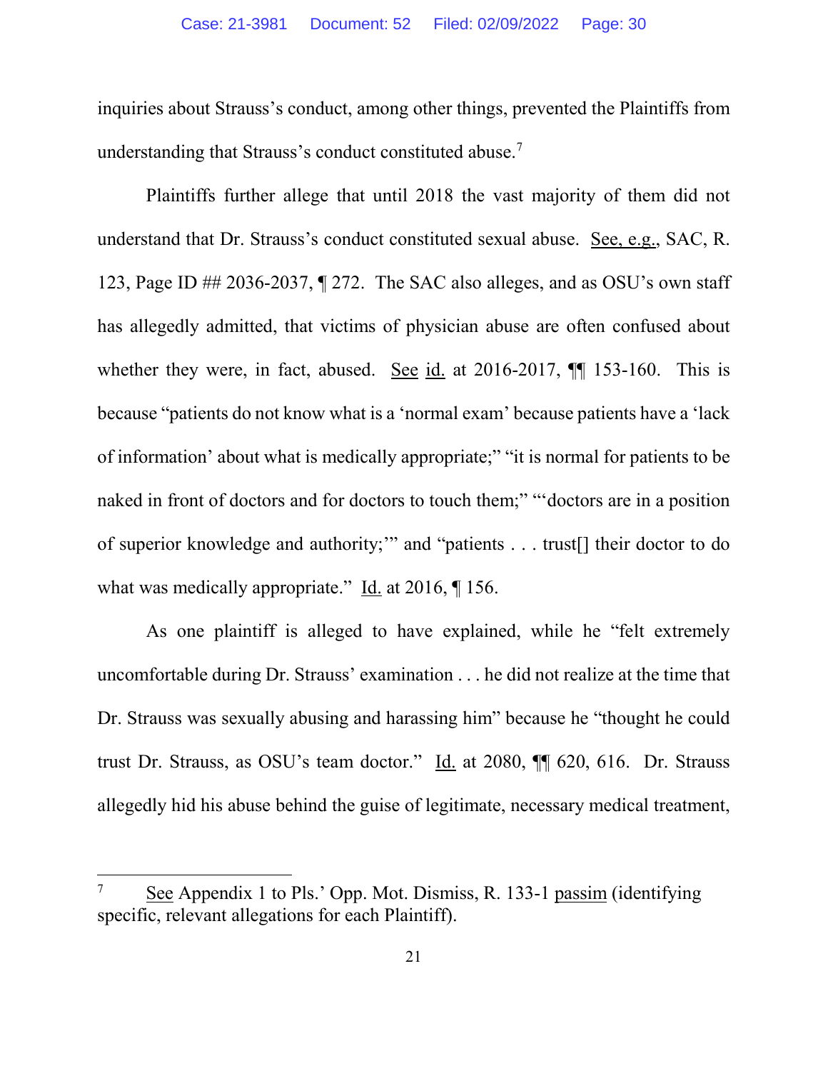inquiries about Strauss's conduct, among other things, prevented the Plaintiffs from understanding that Strauss's conduct constituted abuse.[7]

Plaintiffs further allege that until 2018 the vast majority of them did not understand that Dr. Strauss's conduct constituted sexual abuse. See, e.g., SAC, R. 123, Page ID ## 2036-2037, ¶ 272. The SAC also alleges, and as OSU's own staff has allegedly admitted, that victims of physician abuse are often confused about whether they were, in fact, abused. See id. at 2016-2017, ¶¶ 153-160. This is because "patients do not know what is a 'normal exam' because patients have a 'lack of information' about what is medically appropriate;" "it is normal for patients to be naked in front of doctors and for doctors to touch them;" "'doctors are in a position of superior knowledge and authority;'" and "patients . . . trust[] their doctor to do what was medically appropriate." Id. at 2016, ¶ 156.

As one plaintiff is alleged to have explained, while he "felt extremely uncomfortable during Dr. Strauss' examination . . . he did not realize at the time that Dr. Strauss was sexually abusing and harassing him" because he "thought he could trust Dr. Strauss, as OSU's team doctor." Id. at 2080, ¶¶ 620, 616. Dr. Strauss allegedly hid his abuse behind the guise of legitimate, necessary medical treatment,

---

[7] See Appendix 1 to Pls.' Opp. Mot. Dismiss, R. 133-1 passim (identifying specific, relevant allegations for each Plaintiff).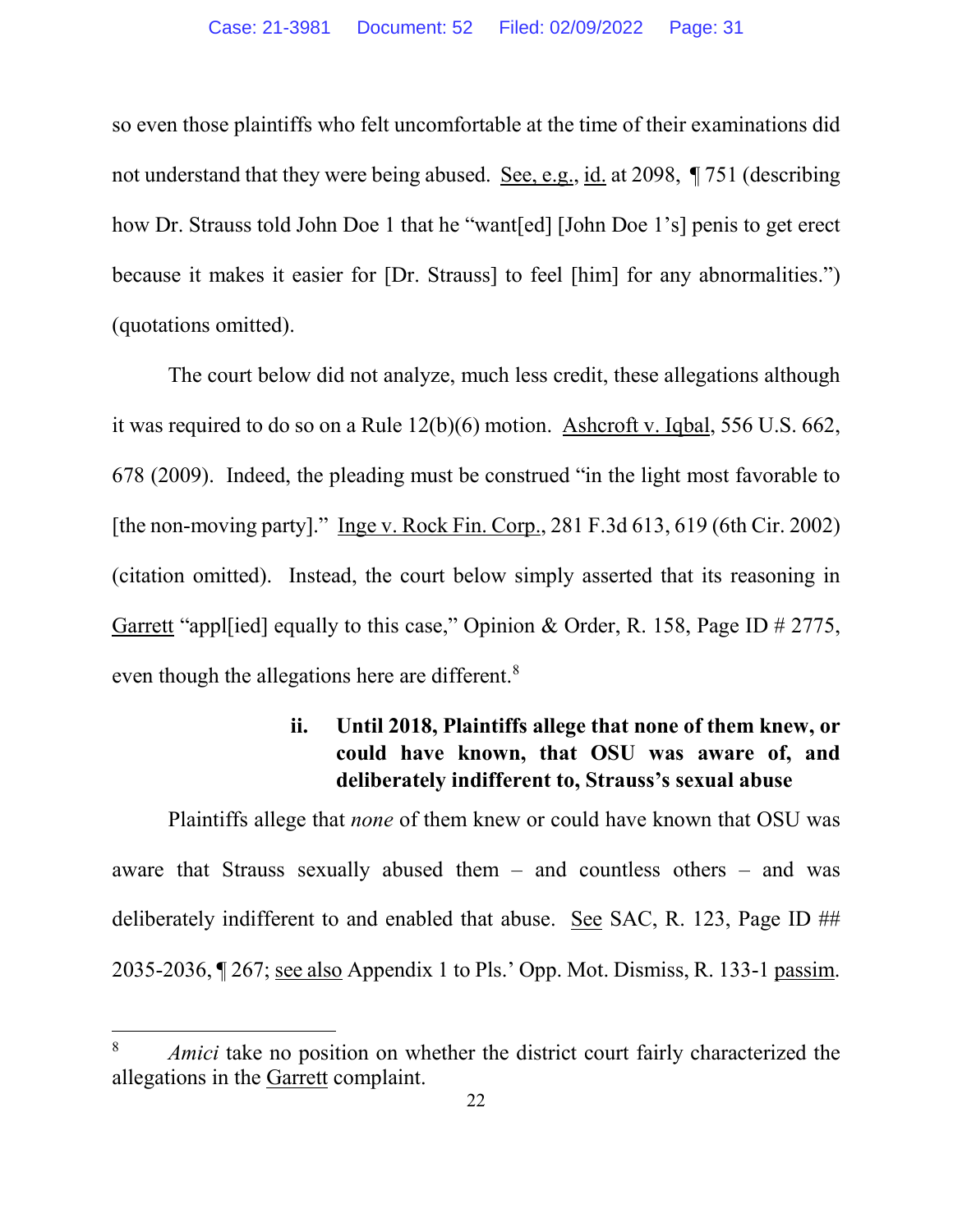so even those plaintiffs who felt uncomfortable at the time of their examinations did not understand that they were being abused. See, e.g., id. at 2098, ¶ 751 (describing how Dr. Strauss told John Doe 1 that he "want[ed] [John Doe 1's] penis to get erect because it makes it easier for [Dr. Strauss] to feel [him] for any abnormalities.") (quotations omitted).

The court below did not analyze, much less credit, these allegations although it was required to do so on a Rule 12(b)(6) motion. Ashcroft v. Iqbal, 556 U.S. 662, 678 (2009). Indeed, the pleading must be construed "in the light most favorable to [the non-moving party]." Inge v. Rock Fin. Corp., 281 F.3d 613, 619 (6th Cir. 2002) (citation omitted). Instead, the court below simply asserted that its reasoning in Garrett "appl[ied] equally to this case," Opinion & Order, R. 158, Page ID # 2775, even though the allegations here are different.[8]

### ii. Until 2018, Plaintiffs allege that none of them knew, or could have known, that OSU was aware of, and deliberately indifferent to, Strauss's sexual abuse

Plaintiffs allege that *none* of them knew or could have known that OSU was aware that Strauss sexually abused them – and countless others – and was deliberately indifferent to and enabled that abuse. See SAC, R. 123, Page ID ## 2035-2036, ¶ 267; see also Appendix 1 to Pls.' Opp. Mot. Dismiss, R. 133-1 passim.

---

[8] *Amici* take no position on whether the district court fairly characterized the allegations in the Garrett complaint.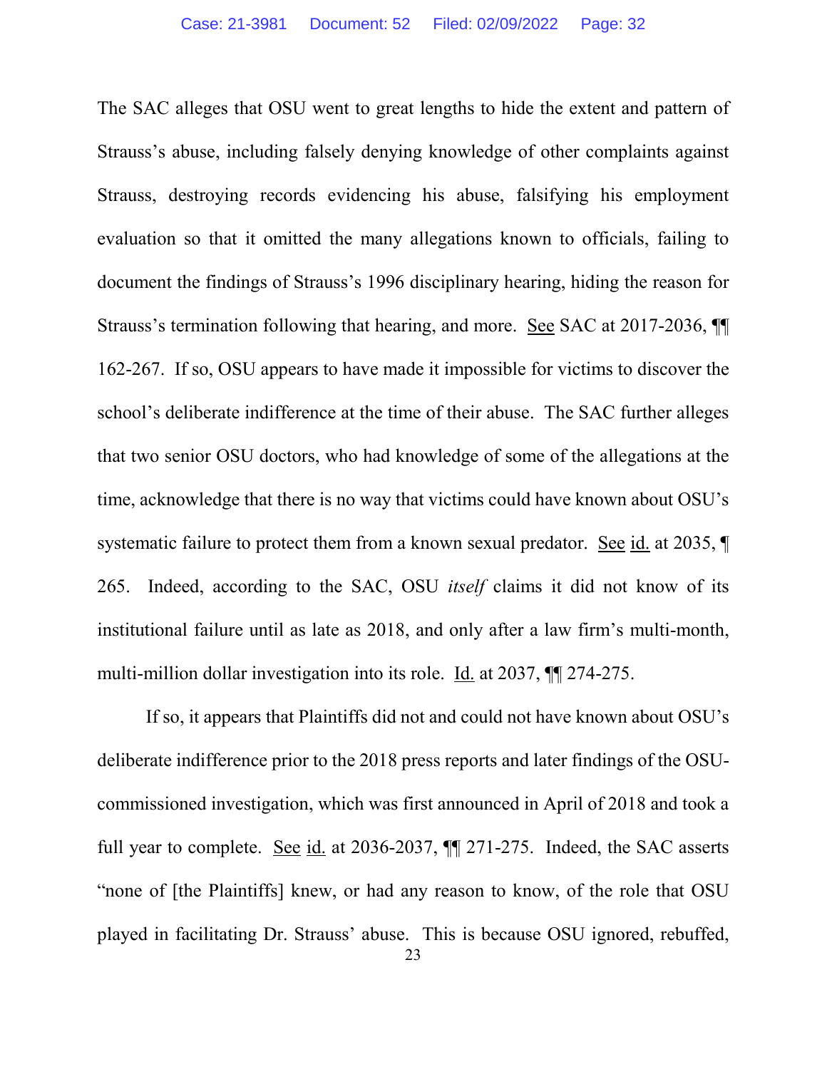The SAC alleges that OSU went to great lengths to hide the extent and pattern of Strauss's abuse, including falsely denying knowledge of other complaints against Strauss, destroying records evidencing his abuse, falsifying his employment evaluation so that it omitted the many allegations known to officials, failing to document the findings of Strauss's 1996 disciplinary hearing, hiding the reason for Strauss's termination following that hearing, and more. See SAC at 2017-2036, ¶¶ 162-267. If so, OSU appears to have made it impossible for victims to discover the school's deliberate indifference at the time of their abuse. The SAC further alleges that two senior OSU doctors, who had knowledge of some of the allegations at the time, acknowledge that there is no way that victims could have known about OSU's systematic failure to protect them from a known sexual predator. See id. at 2035, ¶ 265. Indeed, according to the SAC, OSU *itself* claims it did not know of its institutional failure until as late as 2018, and only after a law firm's multi-month, multi-million dollar investigation into its role. Id. at 2037, ¶¶ 274-275.

If so, it appears that Plaintiffs did not and could not have known about OSU's deliberate indifference prior to the 2018 press reports and later findings of the OSU-commissioned investigation, which was first announced in April of 2018 and took a full year to complete. See id. at 2036-2037, ¶¶ 271-275. Indeed, the SAC asserts "none of [the Plaintiffs] knew, or had any reason to know, of the role that OSU played in facilitating Dr. Strauss' abuse. This is because OSU ignored, rebuffed,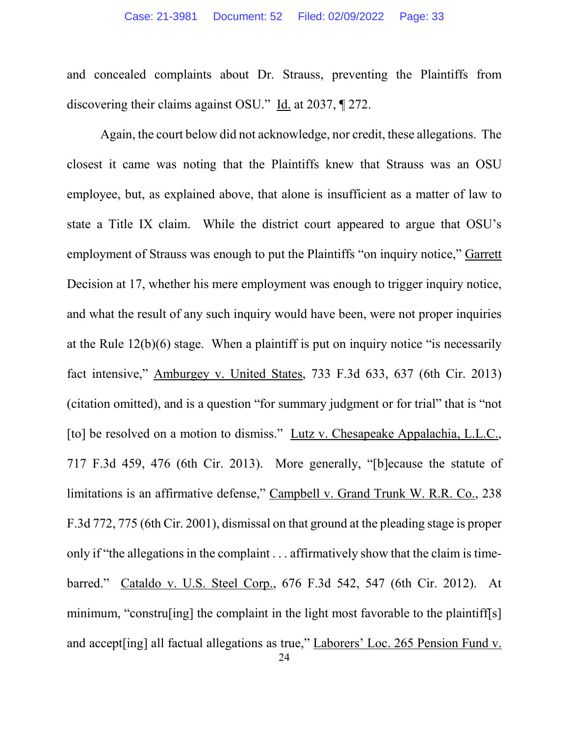and concealed complaints about Dr. Strauss, preventing the Plaintiffs from discovering their claims against OSU." Id. at 2037, ¶ 272.

Again, the court below did not acknowledge, nor credit, these allegations. The closest it came was noting that the Plaintiffs knew that Strauss was an OSU employee, but, as explained above, that alone is insufficient as a matter of law to state a Title IX claim. While the district court appeared to argue that OSU's employment of Strauss was enough to put the Plaintiffs "on inquiry notice," Garrett Decision at 17, whether his mere employment was enough to trigger inquiry notice, and what the result of any such inquiry would have been, were not proper inquiries at the Rule 12(b)(6) stage. When a plaintiff is put on inquiry notice "is necessarily fact intensive," Amburgey v. United States, 733 F.3d 633, 637 (6th Cir. 2013) (citation omitted), and is a question "for summary judgment or for trial" that is "not [to] be resolved on a motion to dismiss." Lutz v. Chesapeake Appalachia, L.L.C., 717 F.3d 459, 476 (6th Cir. 2013). More generally, "[b]ecause the statute of limitations is an affirmative defense," Campbell v. Grand Trunk W. R.R. Co., 238 F.3d 772, 775 (6th Cir. 2001), dismissal on that ground at the pleading stage is proper only if "the allegations in the complaint . . . affirmatively show that the claim is time-barred." Cataldo v. U.S. Steel Corp., 676 F.3d 542, 547 (6th Cir. 2012). At minimum, "constru[ing] the complaint in the light most favorable to the plaintiff[s] and accept[ing] all factual allegations as true," Laborers' Loc. 265 Pension Fund v.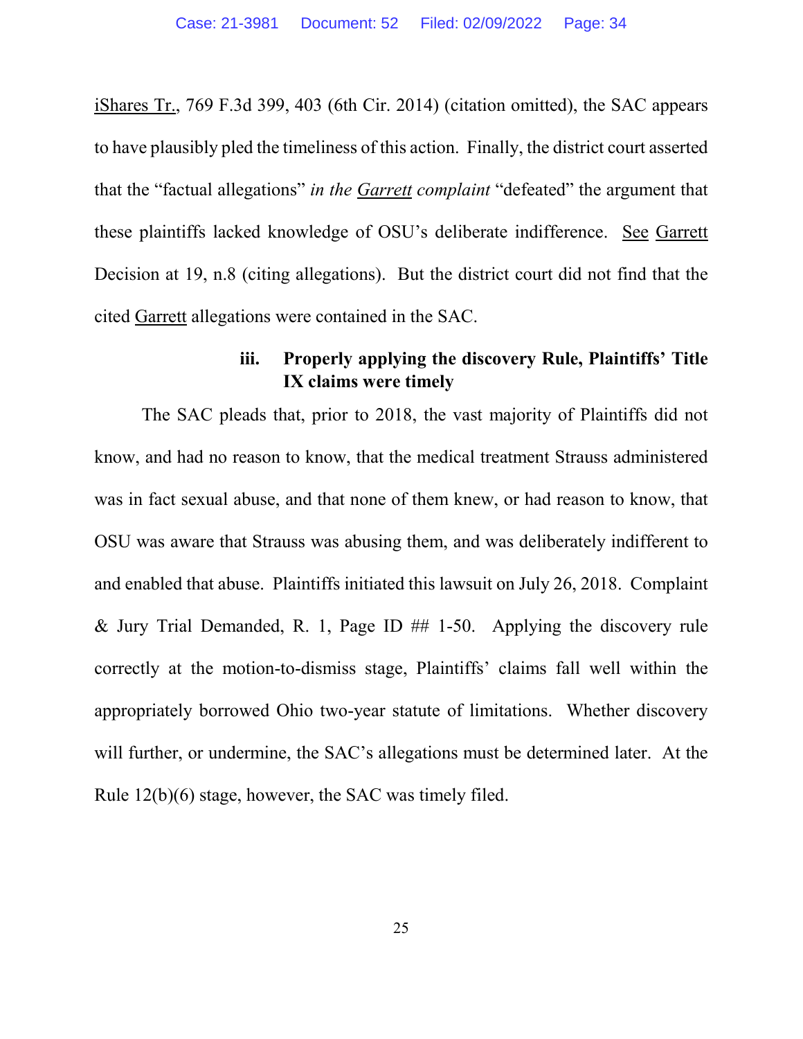iShares Tr., 769 F.3d 399, 403 (6th Cir. 2014) (citation omitted), the SAC appears to have plausibly pled the timeliness of this action. Finally, the district court asserted that the "factual allegations" *in the Garrett complaint* "defeated" the argument that these plaintiffs lacked knowledge of OSU's deliberate indifference. See Garrett Decision at 19, n.8 (citing allegations). But the district court did not find that the cited Garrett allegations were contained in the SAC.

#### iii. Properly applying the discovery Rule, Plaintiffs' Title IX claims were timely

The SAC pleads that, prior to 2018, the vast majority of Plaintiffs did not know, and had no reason to know, that the medical treatment Strauss administered was in fact sexual abuse, and that none of them knew, or had reason to know, that OSU was aware that Strauss was abusing them, and was deliberately indifferent to and enabled that abuse. Plaintiffs initiated this lawsuit on July 26, 2018. Complaint & Jury Trial Demanded, R. 1, Page ID ## 1-50. Applying the discovery rule correctly at the motion-to-dismiss stage, Plaintiffs' claims fall well within the appropriately borrowed Ohio two-year statute of limitations. Whether discovery will further, or undermine, the SAC's allegations must be determined later. At the Rule 12(b)(6) stage, however, the SAC was timely filed.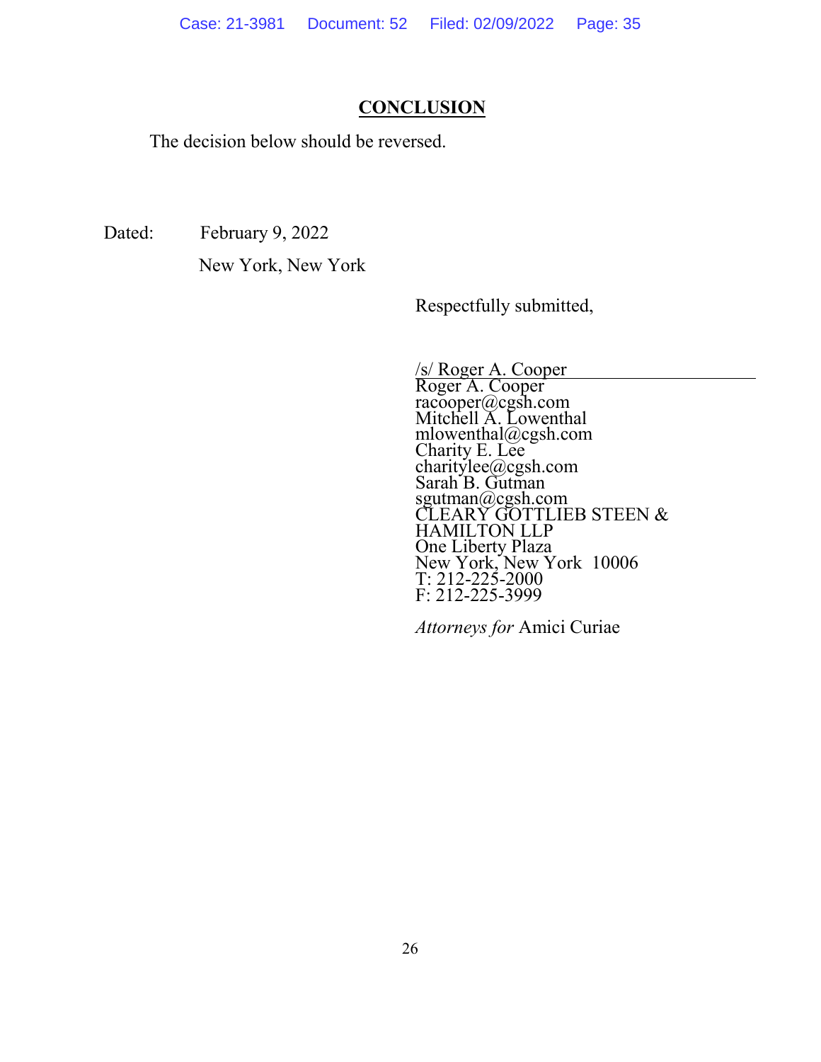## CONCLUSION

The decision below should be reversed.

Dated: February 9, 2022

New York, New York

Respectfully submitted,

/s/ Roger A. Cooper
Roger A. Cooper
racooper@cgsh.com
Mitchell A. Lowenthal
mlowenthal@cgsh.com
Charity E. Lee
charitylee@cgsh.com
Sarah B. Gutman
sgutman@cgsh.com
CLEARY GOTTLIEB STEEN & HAMILTON LLP
One Liberty Plaza
New York, New York 10006
T: 212-225-2000
F: 212-225-3999

*Attorneys for* Amici Curiae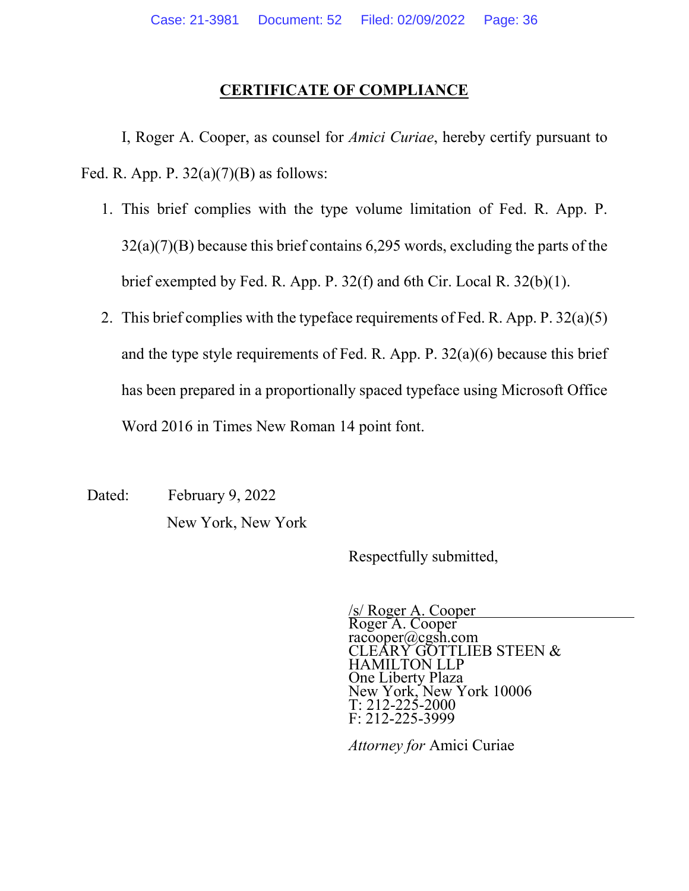## CERTIFICATE OF COMPLIANCE

I, Roger A. Cooper, as counsel for *Amici Curiae*, hereby certify pursuant to Fed. R. App. P. 32(a)(7)(B) as follows:

1. This brief complies with the type volume limitation of Fed. R. App. P. 32(a)(7)(B) because this brief contains 6,295 words, excluding the parts of the brief exempted by Fed. R. App. P. 32(f) and 6th Cir. Local R. 32(b)(1).
2. This brief complies with the typeface requirements of Fed. R. App. P. 32(a)(5) and the type style requirements of Fed. R. App. P. 32(a)(6) because this brief has been prepared in a proportionally spaced typeface using Microsoft Office Word 2016 in Times New Roman 14 point font.

Dated: February 9, 2022
New York, New York

Respectfully submitted,

/s/ Roger A. Cooper
Roger A. Cooper
racooper@cgsh.com
CLEARY GOTTLIEB STEEN & HAMILTON LLP
One Liberty Plaza
New York, New York 10006
T: 212-225-2000
F: 212-225-3999

*Attorney for* Amici Curiae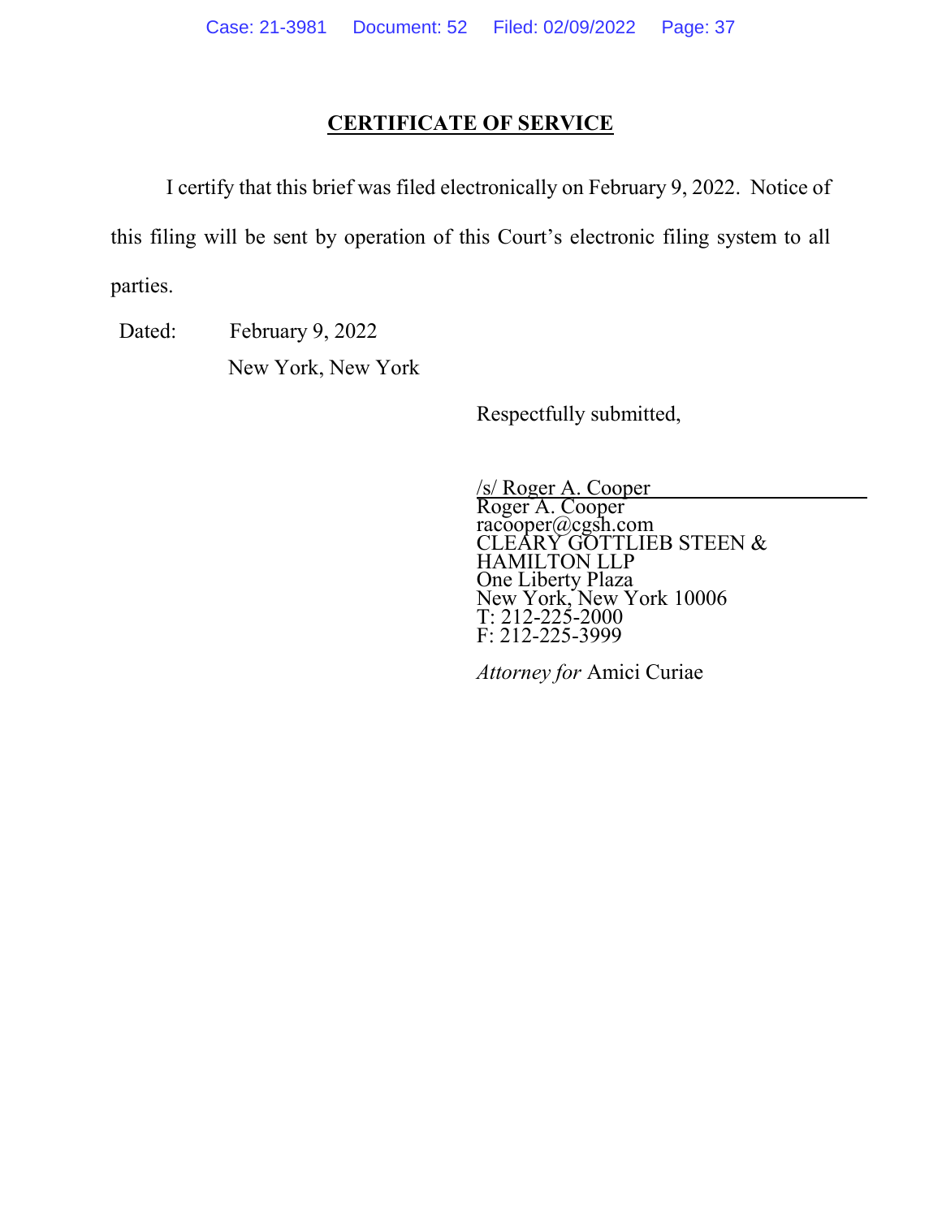## CERTIFICATE OF SERVICE

I certify that this brief was filed electronically on February 9, 2022. Notice of this filing will be sent by operation of this Court's electronic filing system to all parties.

Dated: February 9, 2022
New York, New York

Respectfully submitted,

/s/ Roger A. Cooper
Roger A. Cooper
racooper@cgsh.com
CLEARY GOTTLIEB STEEN & HAMILTON LLP
One Liberty Plaza
New York, New York 10006
T: 212-225-2000
F: 212-225-3999

*Attorney for* Amici Curiae